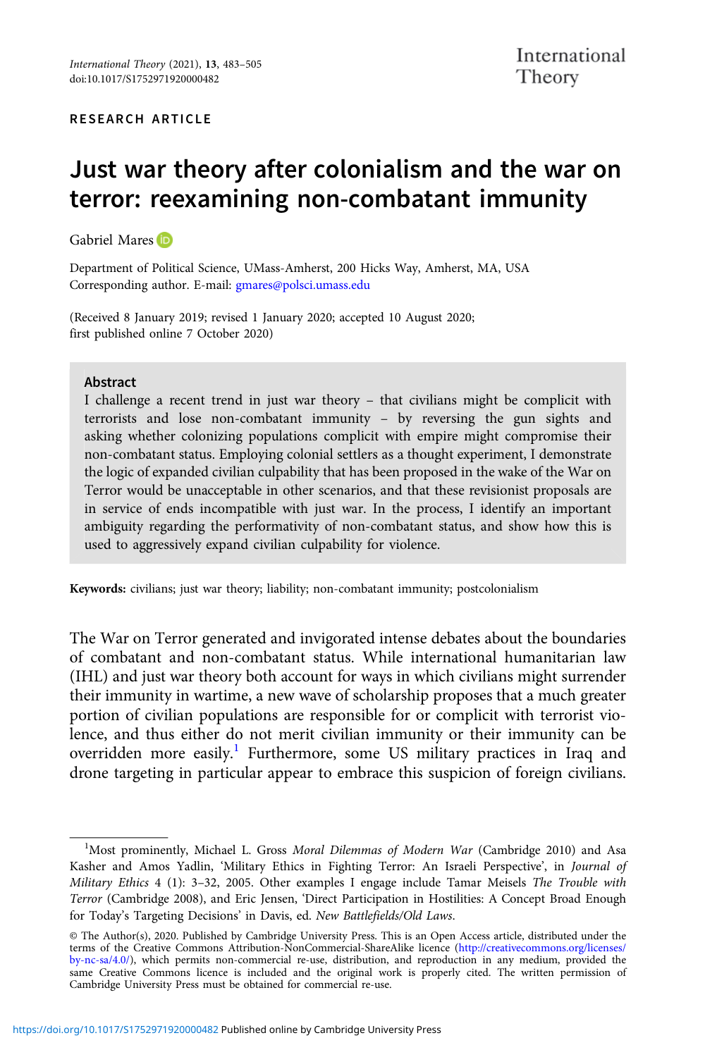RESEARCH ARTICLE

# Just war theory after colonialism and the war on terror: reexamining non-combatant immunity

Gabriel Mares

Department of Political Science, UMass-Amherst, 200 Hicks Way, Amherst, MA, USA
Corresponding author. E-mail: gmares@polsci.umass.edu

(Received 8 January 2019; revised 1 January 2020; accepted 10 August 2020; first published online 7 October 2020)

## Abstract

I challenge a recent trend in just war theory – that civilians might be complicit with terrorists and lose non-combatant immunity – by reversing the gun sights and asking whether colonizing populations complicit with empire might compromise their non-combatant status. Employing colonial settlers as a thought experiment, I demonstrate the logic of expanded civilian culpability that has been proposed in the wake of the War on Terror would be unacceptable in other scenarios, and that these revisionist proposals are in service of ends incompatible with just war. In the process, I identify an important ambiguity regarding the performativity of non-combatant status, and show how this is used to aggressively expand civilian culpability for violence.

**Keywords:** civilians; just war theory; liability; non-combatant immunity; postcolonialism

The War on Terror generated and invigorated intense debates about the boundaries of combatant and non-combatant status. While international humanitarian law (IHL) and just war theory both account for ways in which civilians might surrender their immunity in wartime, a new wave of scholarship proposes that a much greater portion of civilian populations are responsible for or complicit with terrorist violence, and thus either do not merit civilian immunity or their immunity can be overridden more easily.[1] Furthermore, some US military practices in Iraq and drone targeting in particular appear to embrace this suspicion of foreign civilians.

[1] Most prominently, Michael L. Gross *Moral Dilemmas of Modern War* (Cambridge 2010) and Asa Kasher and Amos Yadlin, 'Military Ethics in Fighting Terror: An Israeli Perspective', in *Journal of Military Ethics* 4 (1): 3–32, 2005. Other examples I engage include Tamar Meisels *The Trouble with Terror* (Cambridge 2008), and Eric Jensen, 'Direct Participation in Hostilities: A Concept Broad Enough for Today's Targeting Decisions' in Davis, ed. *New Battlefields/Old Laws*.

© The Author(s), 2020. Published by Cambridge University Press. This is an Open Access article, distributed under the terms of the Creative Commons Attribution-NonCommercial-ShareAlike licence (http://creativecommons.org/licenses/by-nc-sa/4.0/), which permits non-commercial re-use, distribution, and reproduction in any medium, provided the same Creative Commons licence is included and the original work is properly cited. The written permission of Cambridge University Press must be obtained for commercial re-use.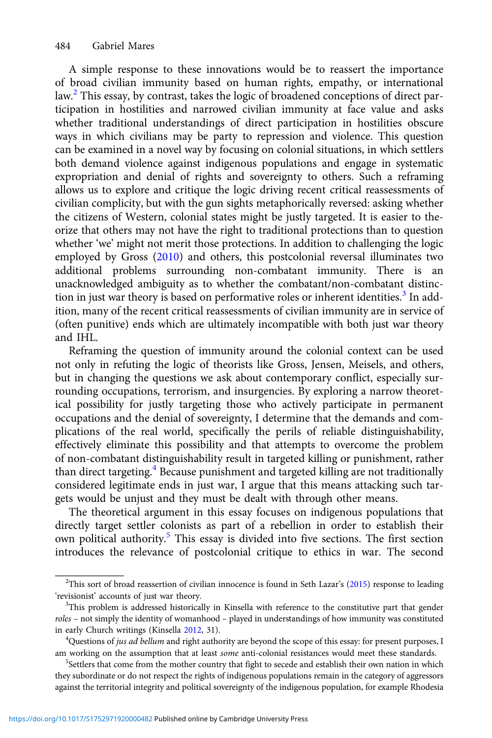A simple response to these innovations would be to reassert the importance of broad civilian immunity based on human rights, empathy, or international law.[2] This essay, by contrast, takes the logic of broadened conceptions of direct participation in hostilities and narrowed civilian immunity at face value and asks whether traditional understandings of direct participation in hostilities obscure ways in which civilians may be party to repression and violence. This question can be examined in a novel way by focusing on colonial situations, in which settlers both demand violence against indigenous populations and engage in systematic expropriation and denial of rights and sovereignty to others. Such a reframing allows us to explore and critique the logic driving recent critical reassessments of civilian complicity, but with the gun sights metaphorically reversed: asking whether the citizens of Western, colonial states might be justly targeted. It is easier to theorize that others may not have the right to traditional protections than to question whether 'we' might not merit those protections. In addition to challenging the logic employed by Gross (2010) and others, this postcolonial reversal illuminates two additional problems surrounding non-combatant immunity. There is an unacknowledged ambiguity as to whether the combatant/non-combatant distinction in just war theory is based on performative roles or inherent identities.[3] In addition, many of the recent critical reassessments of civilian immunity are in service of (often punitive) ends which are ultimately incompatible with both just war theory and IHL.

Reframing the question of immunity around the colonial context can be used not only in refuting the logic of theorists like Gross, Jensen, Meisels, and others, but in changing the questions we ask about contemporary conflict, especially surrounding occupations, terrorism, and insurgencies. By exploring a narrow theoretical possibility for justly targeting those who actively participate in permanent occupations and the denial of sovereignty, I determine that the demands and complications of the real world, specifically the perils of reliable distinguishability, effectively eliminate this possibility and that attempts to overcome the problem of non-combatant distinguishability result in targeted killing or punishment, rather than direct targeting.[4] Because punishment and targeted killing are not traditionally considered legitimate ends in just war, I argue that this means attacking such targets would be unjust and they must be dealt with through other means.

The theoretical argument in this essay focuses on indigenous populations that directly target settler colonists as part of a rebellion in order to establish their own political authority.[5] This essay is divided into five sections. The first section introduces the relevance of postcolonial critique to ethics in war. The second

---

[2]This sort of broad reassertion of civilian innocence is found in Seth Lazar's (2015) response to leading 'revisionist' accounts of just war theory.

[3]This problem is addressed historically in Kinsella with reference to the constitutive part that gender *roles* – not simply the identity of womanhood – played in understandings of how immunity was constituted in early Church writings (Kinsella 2012, 31).

[4]Questions of *jus ad bellum* and right authority are beyond the scope of this essay: for present purposes, I am working on the assumption that at least *some* anti-colonial resistances would meet these standards.

[5]Settlers that come from the mother country that fight to secede and establish their own nation in which they subordinate or do not respect the rights of indigenous populations remain in the category of aggressors against the territorial integrity and political sovereignty of the indigenous population, for example Rhodesia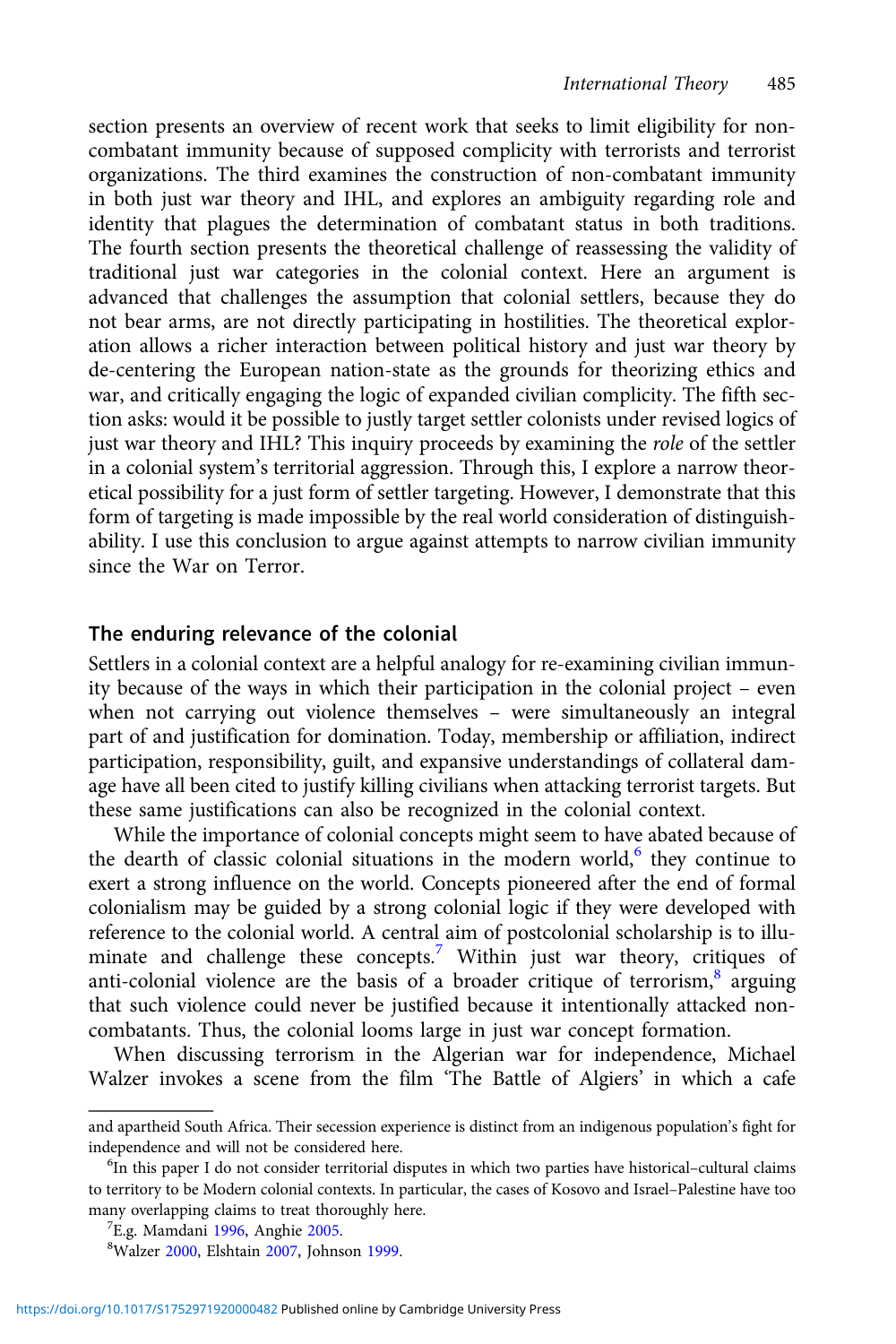section presents an overview of recent work that seeks to limit eligibility for non-combatant immunity because of supposed complicity with terrorists and terrorist organizations. The third examines the construction of non-combatant immunity in both just war theory and IHL, and explores an ambiguity regarding role and identity that plagues the determination of combatant status in both traditions. The fourth section presents the theoretical challenge of reassessing the validity of traditional just war categories in the colonial context. Here an argument is advanced that challenges the assumption that colonial settlers, because they do not bear arms, are not directly participating in hostilities. The theoretical exploration allows a richer interaction between political history and just war theory by de-centering the European nation-state as the grounds for theorizing ethics and war, and critically engaging the logic of expanded civilian complicity. The fifth section asks: would it be possible to justly target settler colonists under revised logics of just war theory and IHL? This inquiry proceeds by examining the *role* of the settler in a colonial system's territorial aggression. Through this, I explore a narrow theoretical possibility for a just form of settler targeting. However, I demonstrate that this form of targeting is made impossible by the real world consideration of distinguishability. I use this conclusion to argue against attempts to narrow civilian immunity since the War on Terror.

## The enduring relevance of the colonial

Settlers in a colonial context are a helpful analogy for re-examining civilian immunity because of the ways in which their participation in the colonial project – even when not carrying out violence themselves – were simultaneously an integral part of and justification for domination. Today, membership or affiliation, indirect participation, responsibility, guilt, and expansive understandings of collateral damage have all been cited to justify killing civilians when attacking terrorist targets. But these same justifications can also be recognized in the colonial context.

While the importance of colonial concepts might seem to have abated because of the dearth of classic colonial situations in the modern world,[6] they continue to exert a strong influence on the world. Concepts pioneered after the end of formal colonialism may be guided by a strong colonial logic if they were developed with reference to the colonial world. A central aim of postcolonial scholarship is to illuminate and challenge these concepts.[7] Within just war theory, critiques of anti-colonial violence are the basis of a broader critique of terrorism,[8] arguing that such violence could never be justified because it intentionally attacked non-combatants. Thus, the colonial looms large in just war concept formation.

When discussing terrorism in the Algerian war for independence, Michael Walzer invokes a scene from the film 'The Battle of Algiers' in which a cafe

---

and apartheid South Africa. Their secession experience is distinct from an indigenous population's fight for independence and will not be considered here.

[6]In this paper I do not consider territorial disputes in which two parties have historical–cultural claims to territory to be Modern colonial contexts. In particular, the cases of Kosovo and Israel–Palestine have too many overlapping claims to treat thoroughly here.

[7]E.g. Mamdani 1996, Anghie 2005.

[8]Walzer 2000, Elshtain 2007, Johnson 1999.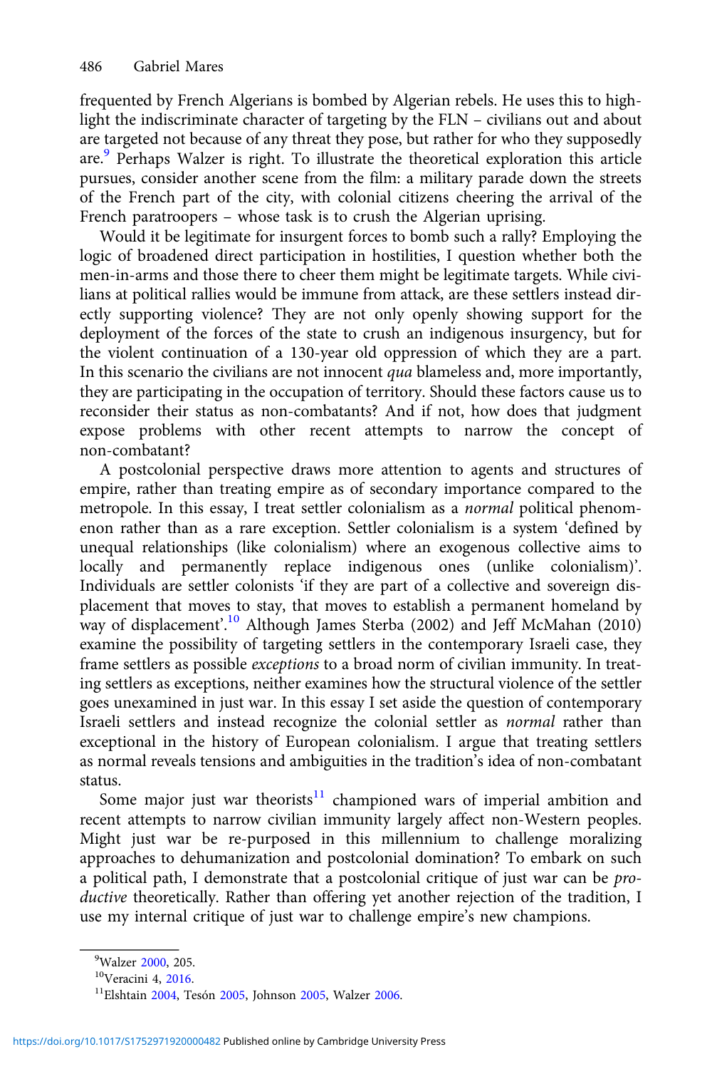frequented by French Algerians is bombed by Algerian rebels. He uses this to highlight the indiscriminate character of targeting by the FLN – civilians out and about are targeted not because of any threat they pose, but rather for who they supposedly are.[9] Perhaps Walzer is right. To illustrate the theoretical exploration this article pursues, consider another scene from the film: a military parade down the streets of the French part of the city, with colonial citizens cheering the arrival of the French paratroopers – whose task is to crush the Algerian uprising.

Would it be legitimate for insurgent forces to bomb such a rally? Employing the logic of broadened direct participation in hostilities, I question whether both the men-in-arms and those there to cheer them might be legitimate targets. While civilians at political rallies would be immune from attack, are these settlers instead directly supporting violence? They are not only openly showing support for the deployment of the forces of the state to crush an indigenous insurgency, but for the violent continuation of a 130-year old oppression of which they are a part. In this scenario the civilians are not innocent *qua* blameless and, more importantly, they are participating in the occupation of territory. Should these factors cause us to reconsider their status as non-combatants? And if not, how does that judgment expose problems with other recent attempts to narrow the concept of non-combatant?

A postcolonial perspective draws more attention to agents and structures of empire, rather than treating empire as of secondary importance compared to the metropole. In this essay, I treat settler colonialism as a *normal* political phenomenon rather than as a rare exception. Settler colonialism is a system 'defined by unequal relationships (like colonialism) where an exogenous collective aims to locally and permanently replace indigenous ones (unlike colonialism)'. Individuals are settler colonists 'if they are part of a collective and sovereign displacement that moves to stay, that moves to establish a permanent homeland by way of displacement'.[10] Although James Sterba (2002) and Jeff McMahan (2010) examine the possibility of targeting settlers in the contemporary Israeli case, they frame settlers as possible *exceptions* to a broad norm of civilian immunity. In treating settlers as exceptions, neither examines how the structural violence of the settler goes unexamined in just war. In this essay I set aside the question of contemporary Israeli settlers and instead recognize the colonial settler as *normal* rather than exceptional in the history of European colonialism. I argue that treating settlers as normal reveals tensions and ambiguities in the tradition's idea of non-combatant status.

Some major just war theorists[11] championed wars of imperial ambition and recent attempts to narrow civilian immunity largely affect non-Western peoples. Might just war be re-purposed in this millennium to challenge moralizing approaches to dehumanization and postcolonial domination? To embark on such a political path, I demonstrate that a postcolonial critique of just war can be *productive* theoretically. Rather than offering yet another rejection of the tradition, I use my internal critique of just war to challenge empire's new champions.

---

[9] Walzer 2000, 205.

[10] Veracini 4, 2016.

[11] Elshtain 2004, Tesón 2005, Johnson 2005, Walzer 2006.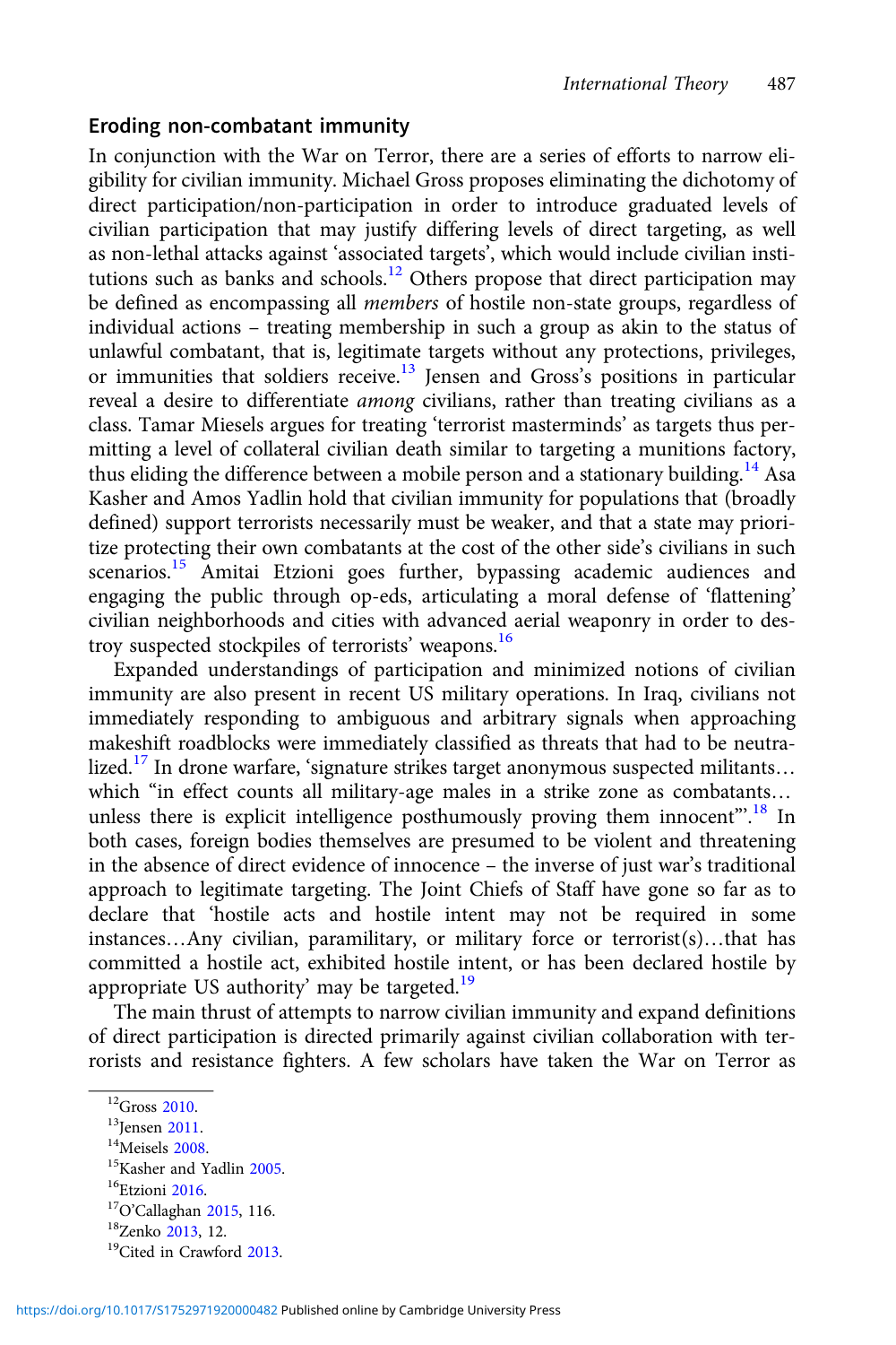## Eroding non-combatant immunity

In conjunction with the War on Terror, there are a series of efforts to narrow eligibility for civilian immunity. Michael Gross proposes eliminating the dichotomy of direct participation/non-participation in order to introduce graduated levels of civilian participation that may justify differing levels of direct targeting, as well as non-lethal attacks against 'associated targets', which would include civilian institutions such as banks and schools.[12] Others propose that direct participation may be defined as encompassing all *members* of hostile non-state groups, regardless of individual actions – treating membership in such a group as akin to the status of unlawful combatant, that is, legitimate targets without any protections, privileges, or immunities that soldiers receive.[13] Jensen and Gross's positions in particular reveal a desire to differentiate *among* civilians, rather than treating civilians as a class. Tamar Miesels argues for treating 'terrorist masterminds' as targets thus permitting a level of collateral civilian death similar to targeting a munitions factory, thus eliding the difference between a mobile person and a stationary building.[14] Asa Kasher and Amos Yadlin hold that civilian immunity for populations that (broadly defined) support terrorists necessarily must be weaker, and that a state may prioritize protecting their own combatants at the cost of the other side's civilians in such scenarios.[15] Amitai Etzioni goes further, bypassing academic audiences and engaging the public through op-eds, articulating a moral defense of 'flattening' civilian neighborhoods and cities with advanced aerial weaponry in order to destroy suspected stockpiles of terrorists' weapons.[16]

Expanded understandings of participation and minimized notions of civilian immunity are also present in recent US military operations. In Iraq, civilians not immediately responding to ambiguous and arbitrary signals when approaching makeshift roadblocks were immediately classified as threats that had to be neutralized.[17] In drone warfare, 'signature strikes target anonymous suspected militants… which "in effect counts all military-age males in a strike zone as combatants… unless there is explicit intelligence posthumously proving them innocent"'.[18] In both cases, foreign bodies themselves are presumed to be violent and threatening in the absence of direct evidence of innocence – the inverse of just war's traditional approach to legitimate targeting. The Joint Chiefs of Staff have gone so far as to declare that 'hostile acts and hostile intent may not be required in some instances…Any civilian, paramilitary, or military force or terrorist(s)…that has committed a hostile act, exhibited hostile intent, or has been declared hostile by appropriate US authority' may be targeted.[19]

The main thrust of attempts to narrow civilian immunity and expand definitions of direct participation is directed primarily against civilian collaboration with terrorists and resistance fighters. A few scholars have taken the War on Terror as

---

[12] Gross 2010.

[13] Jensen 2011.

[14] Meisels 2008.

[15] Kasher and Yadlin 2005.

[16] Etzioni 2016.

[17] O'Callaghan 2015, 116.

[18] Zenko 2013, 12.

[19] Cited in Crawford 2013.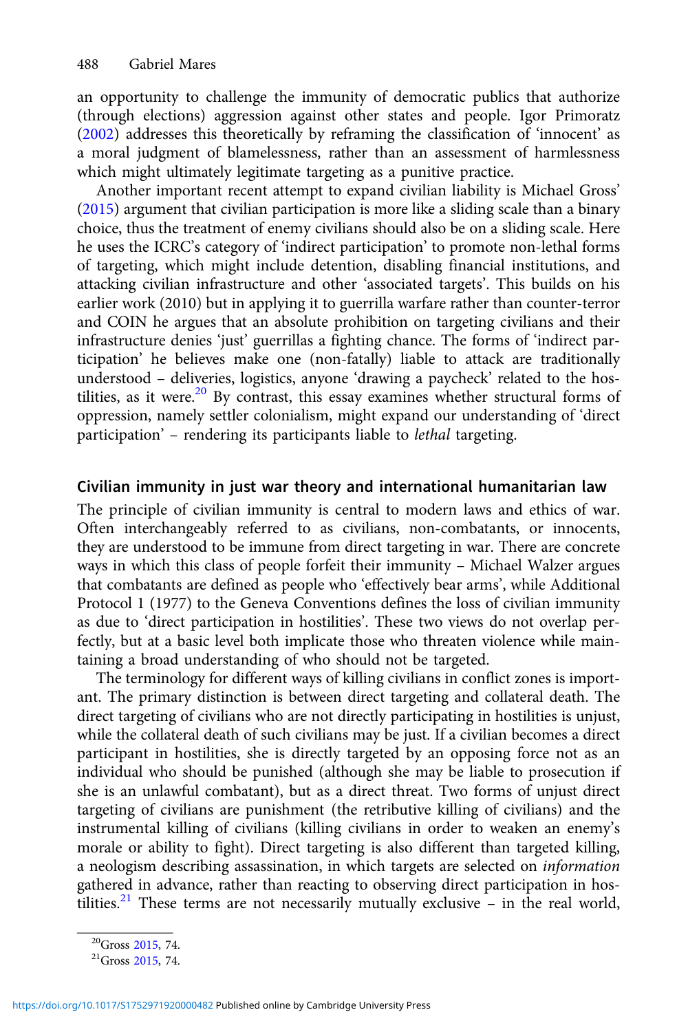an opportunity to challenge the immunity of democratic publics that authorize (through elections) aggression against other states and people. Igor Primoratz (2002) addresses this theoretically by reframing the classification of 'innocent' as a moral judgment of blamelessness, rather than an assessment of harmlessness which might ultimately legitimate targeting as a punitive practice.

Another important recent attempt to expand civilian liability is Michael Gross' (2015) argument that civilian participation is more like a sliding scale than a binary choice, thus the treatment of enemy civilians should also be on a sliding scale. Here he uses the ICRC's category of 'indirect participation' to promote non-lethal forms of targeting, which might include detention, disabling financial institutions, and attacking civilian infrastructure and other 'associated targets'. This builds on his earlier work (2010) but in applying it to guerrilla warfare rather than counter-terror and COIN he argues that an absolute prohibition on targeting civilians and their infrastructure denies 'just' guerrillas a fighting chance. The forms of 'indirect participation' he believes make one (non-fatally) liable to attack are traditionally understood – deliveries, logistics, anyone 'drawing a paycheck' related to the hostilities, as it were.[20] By contrast, this essay examines whether structural forms of oppression, namely settler colonialism, might expand our understanding of 'direct participation' – rendering its participants liable to *lethal* targeting.

## Civilian immunity in just war theory and international humanitarian law

The principle of civilian immunity is central to modern laws and ethics of war. Often interchangeably referred to as civilians, non-combatants, or innocents, they are understood to be immune from direct targeting in war. There are concrete ways in which this class of people forfeit their immunity – Michael Walzer argues that combatants are defined as people who 'effectively bear arms', while Additional Protocol 1 (1977) to the Geneva Conventions defines the loss of civilian immunity as due to 'direct participation in hostilities'. These two views do not overlap perfectly, but at a basic level both implicate those who threaten violence while maintaining a broad understanding of who should not be targeted.

The terminology for different ways of killing civilians in conflict zones is important. The primary distinction is between direct targeting and collateral death. The direct targeting of civilians who are not directly participating in hostilities is unjust, while the collateral death of such civilians may be just. If a civilian becomes a direct participant in hostilities, she is directly targeted by an opposing force not as an individual who should be punished (although she may be liable to prosecution if she is an unlawful combatant), but as a direct threat. Two forms of unjust direct targeting of civilians are punishment (the retributive killing of civilians) and the instrumental killing of civilians (killing civilians in order to weaken an enemy's morale or ability to fight). Direct targeting is also different than targeted killing, a neologism describing assassination, in which targets are selected on *information* gathered in advance, rather than reacting to observing direct participation in hostilities.[21] These terms are not necessarily mutually exclusive – in the real world,

[20] Gross 2015, 74.

[21] Gross 2015, 74.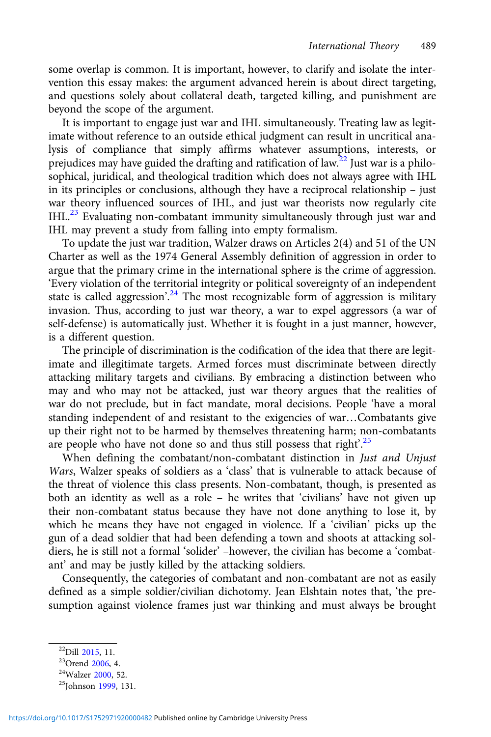some overlap is common. It is important, however, to clarify and isolate the intervention this essay makes: the argument advanced herein is about direct targeting, and questions solely about collateral death, targeted killing, and punishment are beyond the scope of the argument.

It is important to engage just war and IHL simultaneously. Treating law as legitimate without reference to an outside ethical judgment can result in uncritical analysis of compliance that simply affirms whatever assumptions, interests, or prejudices may have guided the drafting and ratification of law.[22] Just war is a philosophical, juridical, and theological tradition which does not always agree with IHL in its principles or conclusions, although they have a reciprocal relationship – just war theory influenced sources of IHL, and just war theorists now regularly cite IHL.[23] Evaluating non-combatant immunity simultaneously through just war and IHL may prevent a study from falling into empty formalism.

To update the just war tradition, Walzer draws on Articles 2(4) and 51 of the UN Charter as well as the 1974 General Assembly definition of aggression in order to argue that the primary crime in the international sphere is the crime of aggression. 'Every violation of the territorial integrity or political sovereignty of an independent state is called aggression'.[24] The most recognizable form of aggression is military invasion. Thus, according to just war theory, a war to expel aggressors (a war of self-defense) is automatically just. Whether it is fought in a just manner, however, is a different question.

The principle of discrimination is the codification of the idea that there are legitimate and illegitimate targets. Armed forces must discriminate between directly attacking military targets and civilians. By embracing a distinction between who may and who may not be attacked, just war theory argues that the realities of war do not preclude, but in fact mandate, moral decisions. People 'have a moral standing independent of and resistant to the exigencies of war…Combatants give up their right not to be harmed by themselves threatening harm; non-combatants are people who have not done so and thus still possess that right'.[25]

When defining the combatant/non-combatant distinction in *Just and Unjust Wars*, Walzer speaks of soldiers as a 'class' that is vulnerable to attack because of the threat of violence this class presents. Non-combatant, though, is presented as both an identity as well as a role – he writes that 'civilians' have not given up their non-combatant status because they have not done anything to lose it, by which he means they have not engaged in violence. If a 'civilian' picks up the gun of a dead soldier that had been defending a town and shoots at attacking soldiers, he is still not a formal 'solider' –however, the civilian has become a 'combatant' and may be justly killed by the attacking soldiers.

Consequently, the categories of combatant and non-combatant are not as easily defined as a simple soldier/civilian dichotomy. Jean Elshtain notes that, 'the presumption against violence frames just war thinking and must always be brought

[22] Dill 2015, 11.

[23] Orend 2006, 4.

[24] Walzer 2000, 52.

[25] Johnson 1999, 131.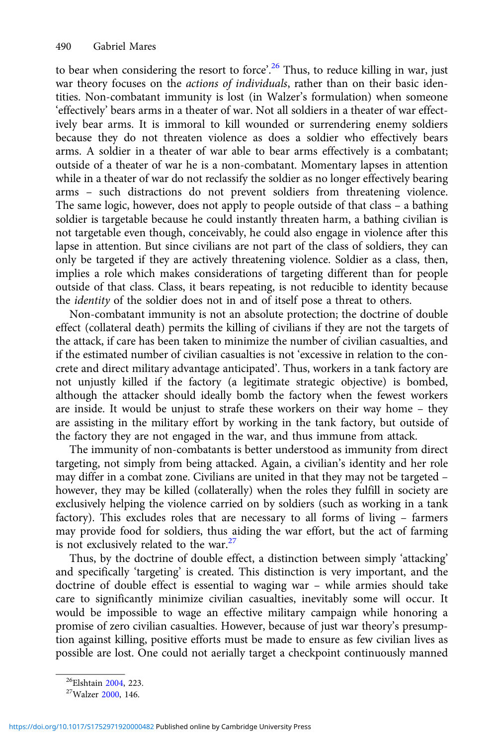to bear when considering the resort to force'.[26] Thus, to reduce killing in war, just war theory focuses on the *actions of individuals*, rather than on their basic identities. Non-combatant immunity is lost (in Walzer's formulation) when someone 'effectively' bears arms in a theater of war. Not all soldiers in a theater of war effectively bear arms. It is immoral to kill wounded or surrendering enemy soldiers because they do not threaten violence as does a soldier who effectively bears arms. A soldier in a theater of war able to bear arms effectively is a combatant; outside of a theater of war he is a non-combatant. Momentary lapses in attention while in a theater of war do not reclassify the soldier as no longer effectively bearing arms – such distractions do not prevent soldiers from threatening violence. The same logic, however, does not apply to people outside of that class – a bathing soldier is targetable because he could instantly threaten harm, a bathing civilian is not targetable even though, conceivably, he could also engage in violence after this lapse in attention. But since civilians are not part of the class of soldiers, they can only be targeted if they are actively threatening violence. Soldier as a class, then, implies a role which makes considerations of targeting different than for people outside of that class. Class, it bears repeating, is not reducible to identity because the *identity* of the soldier does not in and of itself pose a threat to others.

Non-combatant immunity is not an absolute protection; the doctrine of double effect (collateral death) permits the killing of civilians if they are not the targets of the attack, if care has been taken to minimize the number of civilian casualties, and if the estimated number of civilian casualties is not 'excessive in relation to the concrete and direct military advantage anticipated'. Thus, workers in a tank factory are not unjustly killed if the factory (a legitimate strategic objective) is bombed, although the attacker should ideally bomb the factory when the fewest workers are inside. It would be unjust to strafe these workers on their way home – they are assisting in the military effort by working in the tank factory, but outside of the factory they are not engaged in the war, and thus immune from attack.

The immunity of non-combatants is better understood as immunity from direct targeting, not simply from being attacked. Again, a civilian's identity and her role may differ in a combat zone. Civilians are united in that they may not be targeted – however, they may be killed (collaterally) when the roles they fulfill in society are exclusively helping the violence carried on by soldiers (such as working in a tank factory). This excludes roles that are necessary to all forms of living – farmers may provide food for soldiers, thus aiding the war effort, but the act of farming is not exclusively related to the war.[27]

Thus, by the doctrine of double effect, a distinction between simply 'attacking' and specifically 'targeting' is created. This distinction is very important, and the doctrine of double effect is essential to waging war – while armies should take care to significantly minimize civilian casualties, inevitably some will occur. It would be impossible to wage an effective military campaign while honoring a promise of zero civilian casualties. However, because of just war theory's presumption against killing, positive efforts must be made to ensure as few civilian lives as possible are lost. One could not aerially target a checkpoint continuously manned

[26] Elshtain 2004, 223.

[27] Walzer 2000, 146.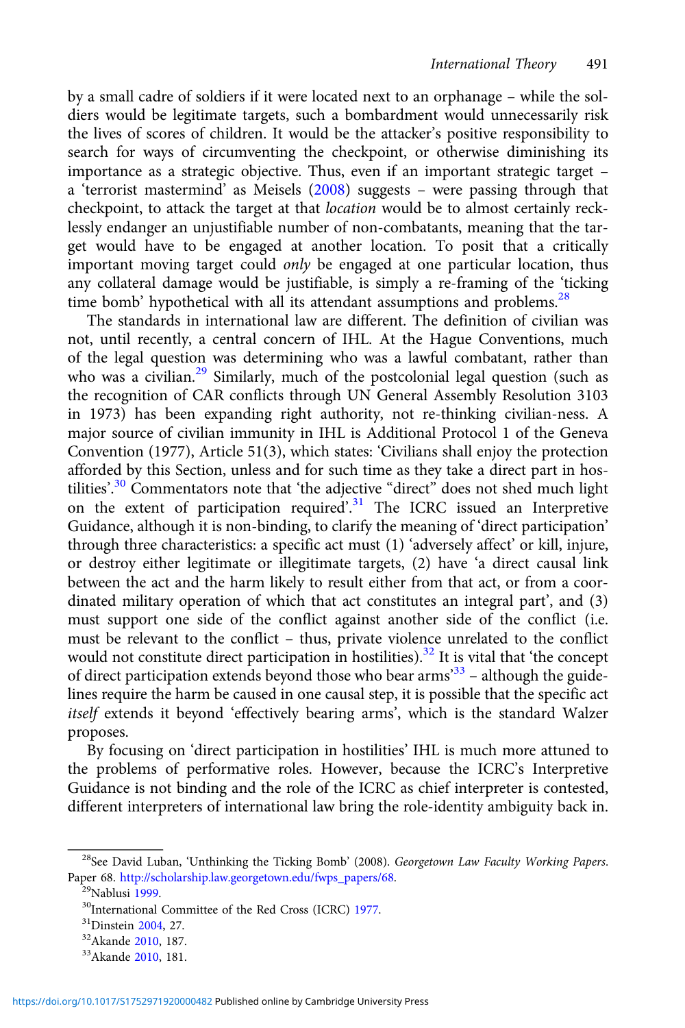by a small cadre of soldiers if it were located next to an orphanage – while the soldiers would be legitimate targets, such a bombardment would unnecessarily risk the lives of scores of children. It would be the attacker's positive responsibility to search for ways of circumventing the checkpoint, or otherwise diminishing its importance as a strategic objective. Thus, even if an important strategic target – a 'terrorist mastermind' as Meisels (2008) suggests – were passing through that checkpoint, to attack the target at that *location* would be to almost certainly recklessly endanger an unjustifiable number of non-combatants, meaning that the target would have to be engaged at another location. To posit that a critically important moving target could *only* be engaged at one particular location, thus any collateral damage would be justifiable, is simply a re-framing of the 'ticking time bomb' hypothetical with all its attendant assumptions and problems.[28]

The standards in international law are different. The definition of civilian was not, until recently, a central concern of IHL. At the Hague Conventions, much of the legal question was determining who was a lawful combatant, rather than who was a civilian.[29] Similarly, much of the postcolonial legal question (such as the recognition of CAR conflicts through UN General Assembly Resolution 3103 in 1973) has been expanding right authority, not re-thinking civilian-ness. A major source of civilian immunity in IHL is Additional Protocol 1 of the Geneva Convention (1977), Article 51(3), which states: 'Civilians shall enjoy the protection afforded by this Section, unless and for such time as they take a direct part in hostilities'.[30] Commentators note that 'the adjective "direct" does not shed much light on the extent of participation required'.[31] The ICRC issued an Interpretive Guidance, although it is non-binding, to clarify the meaning of 'direct participation' through three characteristics: a specific act must (1) 'adversely affect' or kill, injure, or destroy either legitimate or illegitimate targets, (2) have 'a direct causal link between the act and the harm likely to result either from that act, or from a coordinated military operation of which that act constitutes an integral part', and (3) must support one side of the conflict against another side of the conflict (i.e. must be relevant to the conflict – thus, private violence unrelated to the conflict would not constitute direct participation in hostilities).[32] It is vital that 'the concept of direct participation extends beyond those who bear arms'[33] – although the guidelines require the harm be caused in one causal step, it is possible that the specific act *itself* extends it beyond 'effectively bearing arms', which is the standard Walzer proposes.

By focusing on 'direct participation in hostilities' IHL is much more attuned to the problems of performative roles. However, because the ICRC's Interpretive Guidance is not binding and the role of the ICRC as chief interpreter is contested, different interpreters of international law bring the role-identity ambiguity back in.

---

[28] See David Luban, 'Unthinking the Ticking Bomb' (2008). *Georgetown Law Faculty Working Papers*. Paper 68. http://scholarship.law.georgetown.edu/fwps_papers/68.

[29] Nablusi 1999.

[30] International Committee of the Red Cross (ICRC) 1977.

[31] Dinstein 2004, 27.

[32] Akande 2010, 187.

[33] Akande 2010, 181.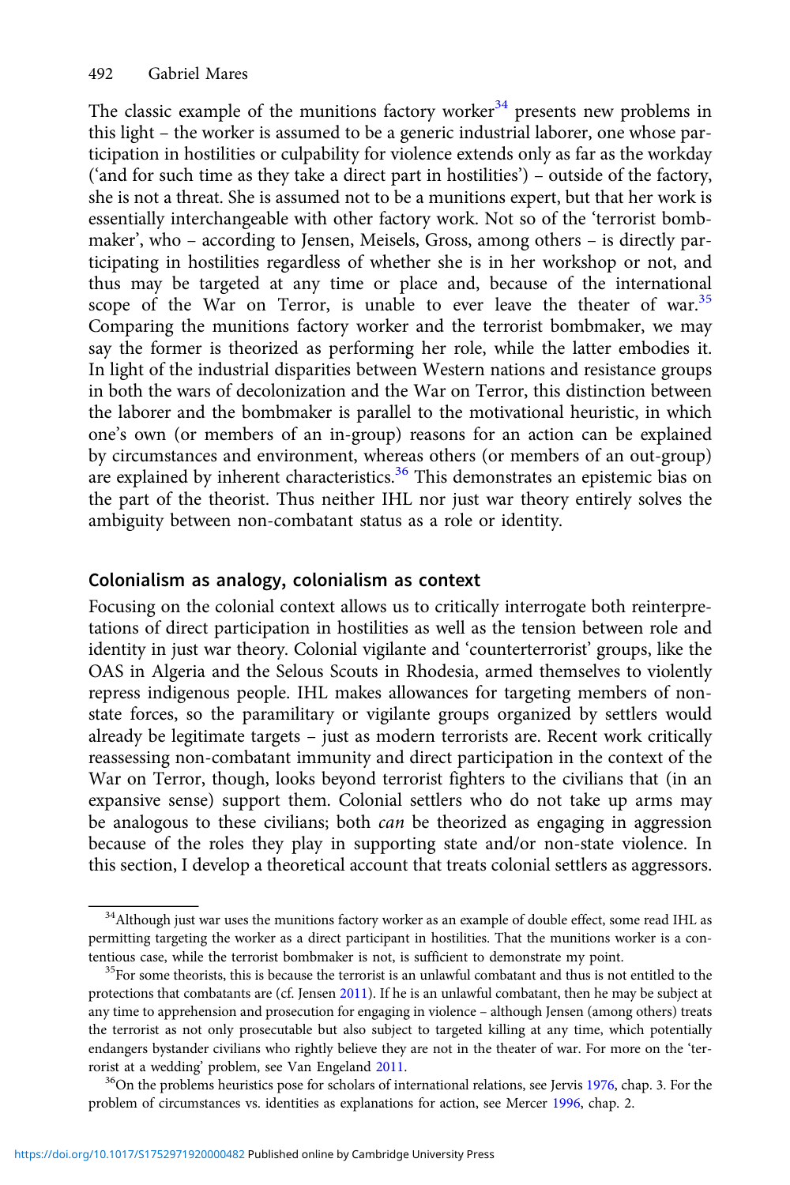The classic example of the munitions factory worker[34] presents new problems in this light – the worker is assumed to be a generic industrial laborer, one whose participation in hostilities or culpability for violence extends only as far as the workday ('and for such time as they take a direct part in hostilities') – outside of the factory, she is not a threat. She is assumed not to be a munitions expert, but that her work is essentially interchangeable with other factory work. Not so of the 'terrorist bombmaker', who – according to Jensen, Meisels, Gross, among others – is directly participating in hostilities regardless of whether she is in her workshop or not, and thus may be targeted at any time or place and, because of the international scope of the War on Terror, is unable to ever leave the theater of war.[35] Comparing the munitions factory worker and the terrorist bombmaker, we may say the former is theorized as performing her role, while the latter embodies it. In light of the industrial disparities between Western nations and resistance groups in both the wars of decolonization and the War on Terror, this distinction between the laborer and the bombmaker is parallel to the motivational heuristic, in which one's own (or members of an in-group) reasons for an action can be explained by circumstances and environment, whereas others (or members of an out-group) are explained by inherent characteristics.[36] This demonstrates an epistemic bias on the part of the theorist. Thus neither IHL nor just war theory entirely solves the ambiguity between non-combatant status as a role or identity.

## Colonialism as analogy, colonialism as context

Focusing on the colonial context allows us to critically interrogate both reinterpretations of direct participation in hostilities as well as the tension between role and identity in just war theory. Colonial vigilante and 'counterterrorist' groups, like the OAS in Algeria and the Selous Scouts in Rhodesia, armed themselves to violently repress indigenous people. IHL makes allowances for targeting members of non-state forces, so the paramilitary or vigilante groups organized by settlers would already be legitimate targets – just as modern terrorists are. Recent work critically reassessing non-combatant immunity and direct participation in the context of the War on Terror, though, looks beyond terrorist fighters to the civilians that (in an expansive sense) support them. Colonial settlers who do not take up arms may be analogous to these civilians; both *can* be theorized as engaging in aggression because of the roles they play in supporting state and/or non-state violence. In this section, I develop a theoretical account that treats colonial settlers as aggressors.

---

[34] Although just war uses the munitions factory worker as an example of double effect, some read IHL as permitting targeting the worker as a direct participant in hostilities. That the munitions worker is a contentious case, while the terrorist bombmaker is not, is sufficient to demonstrate my point.

[35] For some theorists, this is because the terrorist is an unlawful combatant and thus is not entitled to the protections that combatants are (cf. Jensen 2011). If he is an unlawful combatant, then he may be subject at any time to apprehension and prosecution for engaging in violence – although Jensen (among others) treats the terrorist as not only prosecutable but also subject to targeted killing at any time, which potentially endangers bystander civilians who rightly believe they are not in the theater of war. For more on the 'terrorist at a wedding' problem, see Van Engeland 2011.

[36] On the problems heuristics pose for scholars of international relations, see Jervis 1976, chap. 3. For the problem of circumstances vs. identities as explanations for action, see Mercer 1996, chap. 2.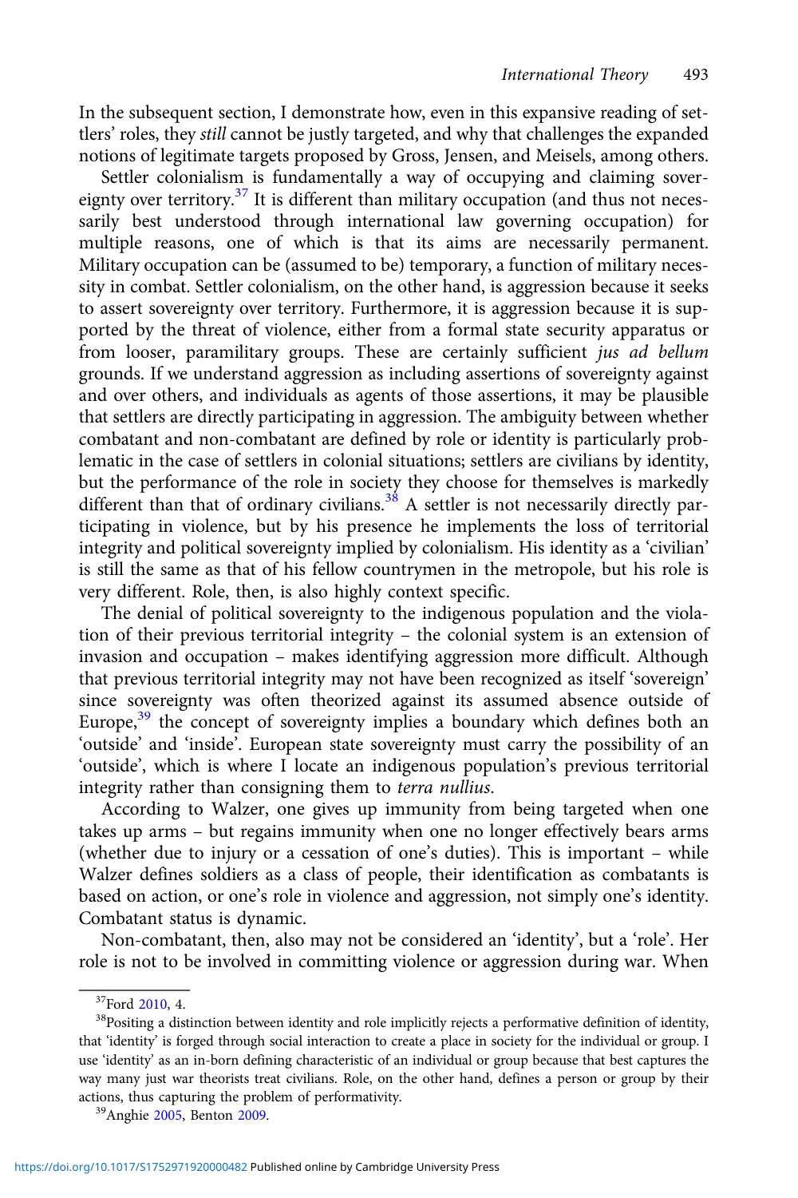In the subsequent section, I demonstrate how, even in this expansive reading of settlers' roles, they *still* cannot be justly targeted, and why that challenges the expanded notions of legitimate targets proposed by Gross, Jensen, and Meisels, among others.

Settler colonialism is fundamentally a way of occupying and claiming sovereignty over territory.[37] It is different than military occupation (and thus not necessarily best understood through international law governing occupation) for multiple reasons, one of which is that its aims are necessarily permanent. Military occupation can be (assumed to be) temporary, a function of military necessity in combat. Settler colonialism, on the other hand, is aggression because it seeks to assert sovereignty over territory. Furthermore, it is aggression because it is supported by the threat of violence, either from a formal state security apparatus or from looser, paramilitary groups. These are certainly sufficient *jus ad bellum* grounds. If we understand aggression as including assertions of sovereignty against and over others, and individuals as agents of those assertions, it may be plausible that settlers are directly participating in aggression. The ambiguity between whether combatant and non-combatant are defined by role or identity is particularly problematic in the case of settlers in colonial situations; settlers are civilians by identity, but the performance of the role in society they choose for themselves is markedly different than that of ordinary civilians.[38] A settler is not necessarily directly participating in violence, but by his presence he implements the loss of territorial integrity and political sovereignty implied by colonialism. His identity as a 'civilian' is still the same as that of his fellow countrymen in the metropole, but his role is very different. Role, then, is also highly context specific.

The denial of political sovereignty to the indigenous population and the violation of their previous territorial integrity – the colonial system is an extension of invasion and occupation – makes identifying aggression more difficult. Although that previous territorial integrity may not have been recognized as itself 'sovereign' since sovereignty was often theorized against its assumed absence outside of Europe,[39] the concept of sovereignty implies a boundary which defines both an 'outside' and 'inside'. European state sovereignty must carry the possibility of an 'outside', which is where I locate an indigenous population's previous territorial integrity rather than consigning them to *terra nullius*.

According to Walzer, one gives up immunity from being targeted when one takes up arms – but regains immunity when one no longer effectively bears arms (whether due to injury or a cessation of one's duties). This is important – while Walzer defines soldiers as a class of people, their identification as combatants is based on action, or one's role in violence and aggression, not simply one's identity. Combatant status is dynamic.

Non-combatant, then, also may not be considered an 'identity', but a 'role'. Her role is not to be involved in committing violence or aggression during war. When

[37] Ford 2010, 4.

[38] Positing a distinction between identity and role implicitly rejects a performative definition of identity, that 'identity' is forged through social interaction to create a place in society for the individual or group. I use 'identity' as an in-born defining characteristic of an individual or group because that best captures the way many just war theorists treat civilians. Role, on the other hand, defines a person or group by their actions, thus capturing the problem of performativity.

[39] Anghie 2005, Benton 2009.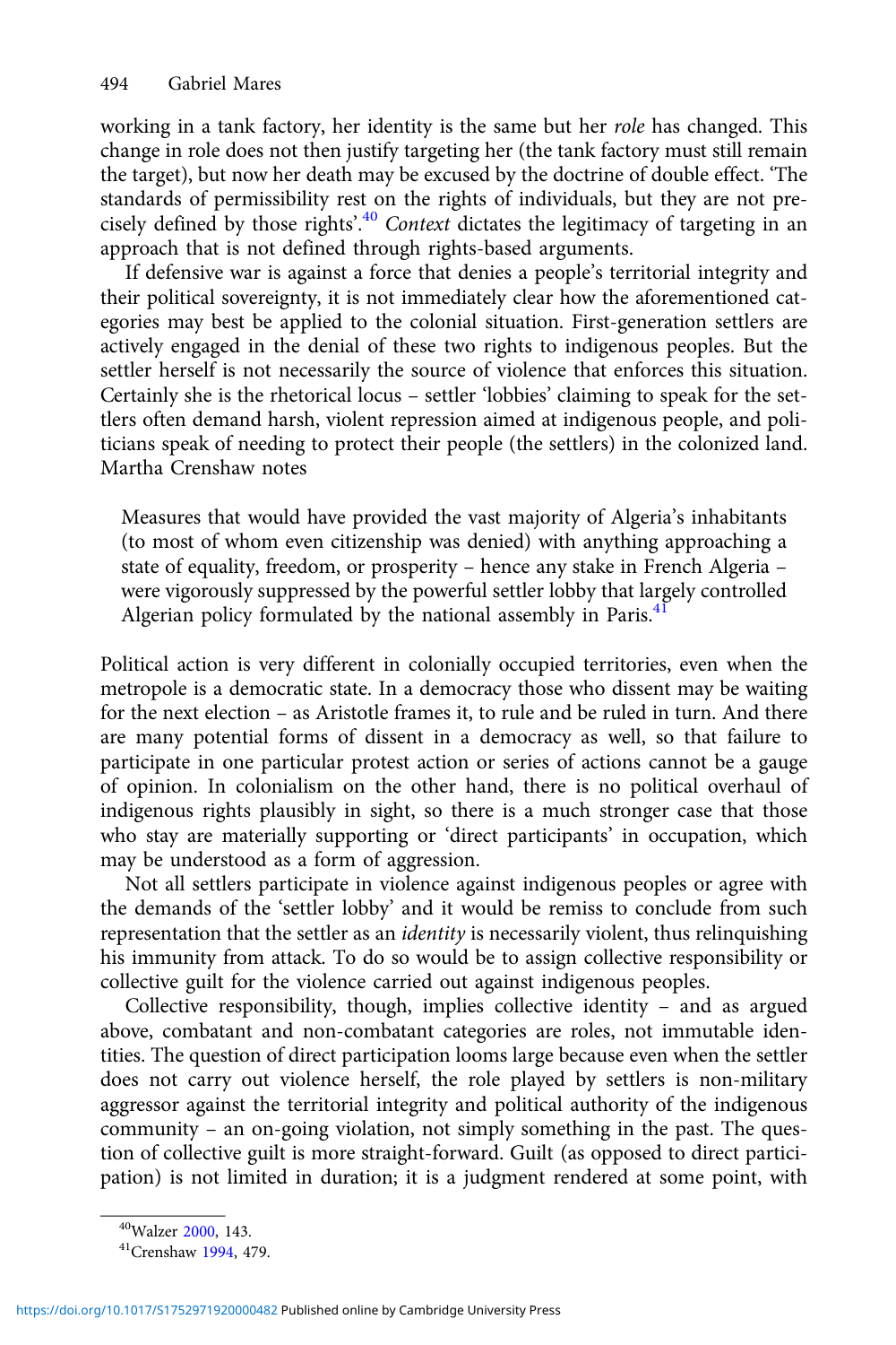working in a tank factory, her identity is the same but her *role* has changed. This change in role does not then justify targeting her (the tank factory must still remain the target), but now her death may be excused by the doctrine of double effect. 'The standards of permissibility rest on the rights of individuals, but they are not precisely defined by those rights'.[40] *Context* dictates the legitimacy of targeting in an approach that is not defined through rights-based arguments.

If defensive war is against a force that denies a people's territorial integrity and their political sovereignty, it is not immediately clear how the aforementioned categories may best be applied to the colonial situation. First-generation settlers are actively engaged in the denial of these two rights to indigenous peoples. But the settler herself is not necessarily the source of violence that enforces this situation. Certainly she is the rhetorical locus – settler 'lobbies' claiming to speak for the settlers often demand harsh, violent repression aimed at indigenous people, and politicians speak of needing to protect their people (the settlers) in the colonized land. Martha Crenshaw notes

> Measures that would have provided the vast majority of Algeria's inhabitants (to most of whom even citizenship was denied) with anything approaching a state of equality, freedom, or prosperity – hence any stake in French Algeria – were vigorously suppressed by the powerful settler lobby that largely controlled Algerian policy formulated by the national assembly in Paris.[41]

Political action is very different in colonially occupied territories, even when the metropole is a democratic state. In a democracy those who dissent may be waiting for the next election – as Aristotle frames it, to rule and be ruled in turn. And there are many potential forms of dissent in a democracy as well, so that failure to participate in one particular protest action or series of actions cannot be a gauge of opinion. In colonialism on the other hand, there is no political overhaul of indigenous rights plausibly in sight, so there is a much stronger case that those who stay are materially supporting or 'direct participants' in occupation, which may be understood as a form of aggression.

Not all settlers participate in violence against indigenous peoples or agree with the demands of the 'settler lobby' and it would be remiss to conclude from such representation that the settler as an *identity* is necessarily violent, thus relinquishing his immunity from attack. To do so would be to assign collective responsibility or collective guilt for the violence carried out against indigenous peoples.

Collective responsibility, though, implies collective identity – and as argued above, combatant and non-combatant categories are roles, not immutable identities. The question of direct participation looms large because even when the settler does not carry out violence herself, the role played by settlers is non-military aggressor against the territorial integrity and political authority of the indigenous community – an on-going violation, not simply something in the past. The question of collective guilt is more straight-forward. Guilt (as opposed to direct participation) is not limited in duration; it is a judgment rendered at some point, with

[40] Walzer 2000, 143.

[41] Crenshaw 1994, 479.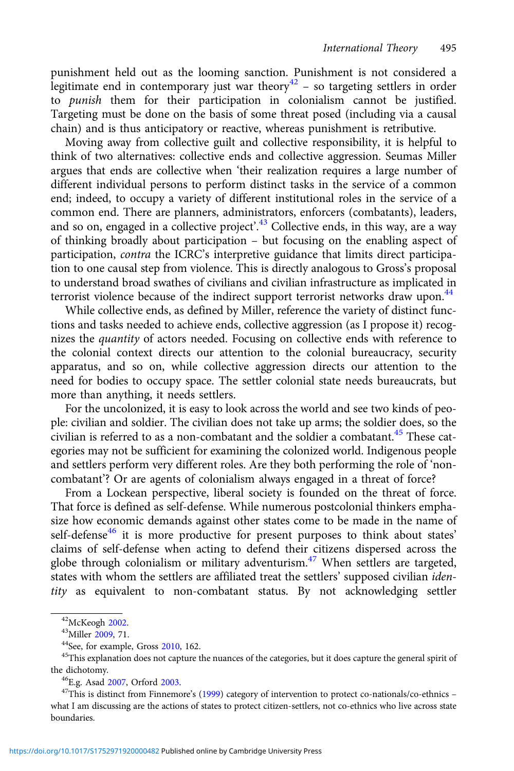punishment held out as the looming sanction. Punishment is not considered a legitimate end in contemporary just war theory[42] – so targeting settlers in order to *punish* them for their participation in colonialism cannot be justified. Targeting must be done on the basis of some threat posed (including via a causal chain) and is thus anticipatory or reactive, whereas punishment is retributive.

Moving away from collective guilt and collective responsibility, it is helpful to think of two alternatives: collective ends and collective aggression. Seumas Miller argues that ends are collective when 'their realization requires a large number of different individual persons to perform distinct tasks in the service of a common end; indeed, to occupy a variety of different institutional roles in the service of a common end. There are planners, administrators, enforcers (combatants), leaders, and so on, engaged in a collective project'.[43] Collective ends, in this way, are a way of thinking broadly about participation – but focusing on the enabling aspect of participation, *contra* the ICRC's interpretive guidance that limits direct participation to one causal step from violence. This is directly analogous to Gross's proposal to understand broad swathes of civilians and civilian infrastructure as implicated in terrorist violence because of the indirect support terrorist networks draw upon.[44]

While collective ends, as defined by Miller, reference the variety of distinct functions and tasks needed to achieve ends, collective aggression (as I propose it) recognizes the *quantity* of actors needed. Focusing on collective ends with reference to the colonial context directs our attention to the colonial bureaucracy, security apparatus, and so on, while collective aggression directs our attention to the need for bodies to occupy space. The settler colonial state needs bureaucrats, but more than anything, it needs settlers.

For the uncolonized, it is easy to look across the world and see two kinds of people: civilian and soldier. The civilian does not take up arms; the soldier does, so the civilian is referred to as a non-combatant and the soldier a combatant.[45] These categories may not be sufficient for examining the colonized world. Indigenous people and settlers perform very different roles. Are they both performing the role of 'non-combatant'? Or are agents of colonialism always engaged in a threat of force?

From a Lockean perspective, liberal society is founded on the threat of force. That force is defined as self-defense. While numerous postcolonial thinkers emphasize how economic demands against other states come to be made in the name of self-defense[46] it is more productive for present purposes to think about states' claims of self-defense when acting to defend their citizens dispersed across the globe through colonialism or military adventurism.[47] When settlers are targeted, states with whom the settlers are affiliated treat the settlers' supposed civilian *identity* as equivalent to non-combatant status. By not acknowledging settler

[42] McKeogh 2002.

[43] Miller 2009, 71.

[44] See, for example, Gross 2010, 162.

[45] This explanation does not capture the nuances of the categories, but it does capture the general spirit of the dichotomy.

[46] E.g. Asad 2007, Orford 2003.

[47] This is distinct from Finnemore's (1999) category of intervention to protect co-nationals/co-ethnics – what I am discussing are the actions of states to protect citizen-settlers, not co-ethnics who live across state boundaries.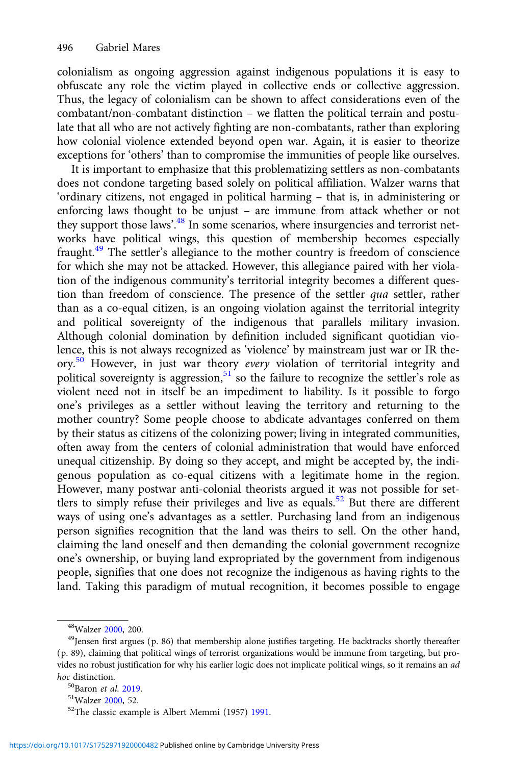colonialism as ongoing aggression against indigenous populations it is easy to obfuscate any role the victim played in collective ends or collective aggression. Thus, the legacy of colonialism can be shown to affect considerations even of the combatant/non-combatant distinction – we flatten the political terrain and postulate that all who are not actively fighting are non-combatants, rather than exploring how colonial violence extended beyond open war. Again, it is easier to theorize exceptions for 'others' than to compromise the immunities of people like ourselves.

It is important to emphasize that this problematizing settlers as non-combatants does not condone targeting based solely on political affiliation. Walzer warns that 'ordinary citizens, not engaged in political harming – that is, in administering or enforcing laws thought to be unjust – are immune from attack whether or not they support those laws'.[48] In some scenarios, where insurgencies and terrorist networks have political wings, this question of membership becomes especially fraught.[49] The settler's allegiance to the mother country is freedom of conscience for which she may not be attacked. However, this allegiance paired with her violation of the indigenous community's territorial integrity becomes a different question than freedom of conscience. The presence of the settler *qua* settler, rather than as a co-equal citizen, is an ongoing violation against the territorial integrity and political sovereignty of the indigenous that parallels military invasion. Although colonial domination by definition included significant quotidian violence, this is not always recognized as 'violence' by mainstream just war or IR theory.[50] However, in just war theory *every* violation of territorial integrity and political sovereignty is aggression,[51] so the failure to recognize the settler's role as violent need not in itself be an impediment to liability. Is it possible to forgo one's privileges as a settler without leaving the territory and returning to the mother country? Some people choose to abdicate advantages conferred on them by their status as citizens of the colonizing power; living in integrated communities, often away from the centers of colonial administration that would have enforced unequal citizenship. By doing so they accept, and might be accepted by, the indigenous population as co-equal citizens with a legitimate home in the region. However, many postwar anti-colonial theorists argued it was not possible for settlers to simply refuse their privileges and live as equals.[52] But there are different ways of using one's advantages as a settler. Purchasing land from an indigenous person signifies recognition that the land was theirs to sell. On the other hand, claiming the land oneself and then demanding the colonial government recognize one's ownership, or buying land expropriated by the government from indigenous people, signifies that one does not recognize the indigenous as having rights to the land. Taking this paradigm of mutual recognition, it becomes possible to engage

[48]Walzer 2000, 200.

[49]Jensen first argues (p. 86) that membership alone justifies targeting. He backtracks shortly thereafter (p. 89), claiming that political wings of terrorist organizations would be immune from targeting, but provides no robust justification for why his earlier logic does not implicate political wings, so it remains an *ad hoc* distinction.

[50]Baron *et al.* 2019.

[51]Walzer 2000, 52.

[52]The classic example is Albert Memmi (1957) 1991.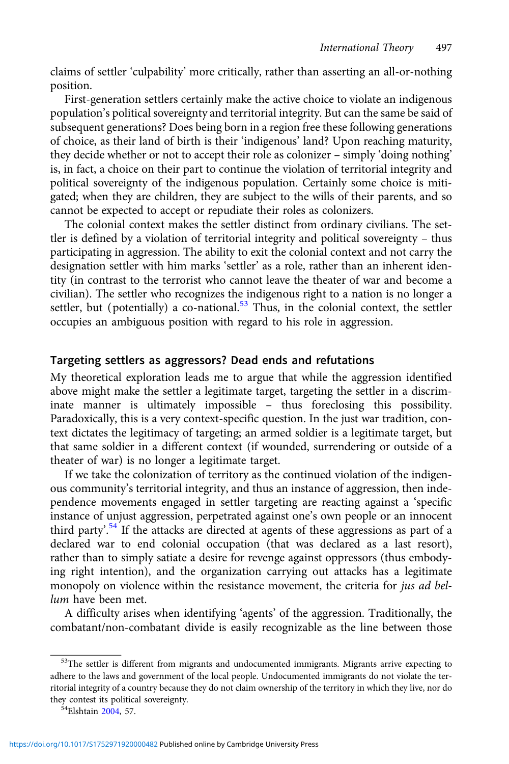claims of settler 'culpability' more critically, rather than asserting an all-or-nothing position.

First-generation settlers certainly make the active choice to violate an indigenous population's political sovereignty and territorial integrity. But can the same be said of subsequent generations? Does being born in a region free these following generations of choice, as their land of birth is their 'indigenous' land? Upon reaching maturity, they decide whether or not to accept their role as colonizer – simply 'doing nothing' is, in fact, a choice on their part to continue the violation of territorial integrity and political sovereignty of the indigenous population. Certainly some choice is mitigated; when they are children, they are subject to the wills of their parents, and so cannot be expected to accept or repudiate their roles as colonizers.

The colonial context makes the settler distinct from ordinary civilians. The settler is defined by a violation of territorial integrity and political sovereignty – thus participating in aggression. The ability to exit the colonial context and not carry the designation settler with him marks 'settler' as a role, rather than an inherent identity (in contrast to the terrorist who cannot leave the theater of war and become a civilian). The settler who recognizes the indigenous right to a nation is no longer a settler, but (potentially) a co-national.[53] Thus, in the colonial context, the settler occupies an ambiguous position with regard to his role in aggression.

## Targeting settlers as aggressors? Dead ends and refutations

My theoretical exploration leads me to argue that while the aggression identified above might make the settler a legitimate target, targeting the settler in a discriminate manner is ultimately impossible – thus foreclosing this possibility. Paradoxically, this is a very context-specific question. In the just war tradition, context dictates the legitimacy of targeting; an armed soldier is a legitimate target, but that same soldier in a different context (if wounded, surrendering or outside of a theater of war) is no longer a legitimate target.

If we take the colonization of territory as the continued violation of the indigenous community's territorial integrity, and thus an instance of aggression, then independence movements engaged in settler targeting are reacting against a 'specific instance of unjust aggression, perpetrated against one's own people or an innocent third party'.[54] If the attacks are directed at agents of these aggressions as part of a declared war to end colonial occupation (that was declared as a last resort), rather than to simply satiate a desire for revenge against oppressors (thus embodying right intention), and the organization carrying out attacks has a legitimate monopoly on violence within the resistance movement, the criteria for *jus ad bellum* have been met.

A difficulty arises when identifying 'agents' of the aggression. Traditionally, the combatant/non-combatant divide is easily recognizable as the line between those

[53]The settler is different from migrants and undocumented immigrants. Migrants arrive expecting to adhere to the laws and government of the local people. Undocumented immigrants do not violate the territorial integrity of a country because they do not claim ownership of the territory in which they live, nor do they contest its political sovereignty.

[54]Elshtain 2004, 57.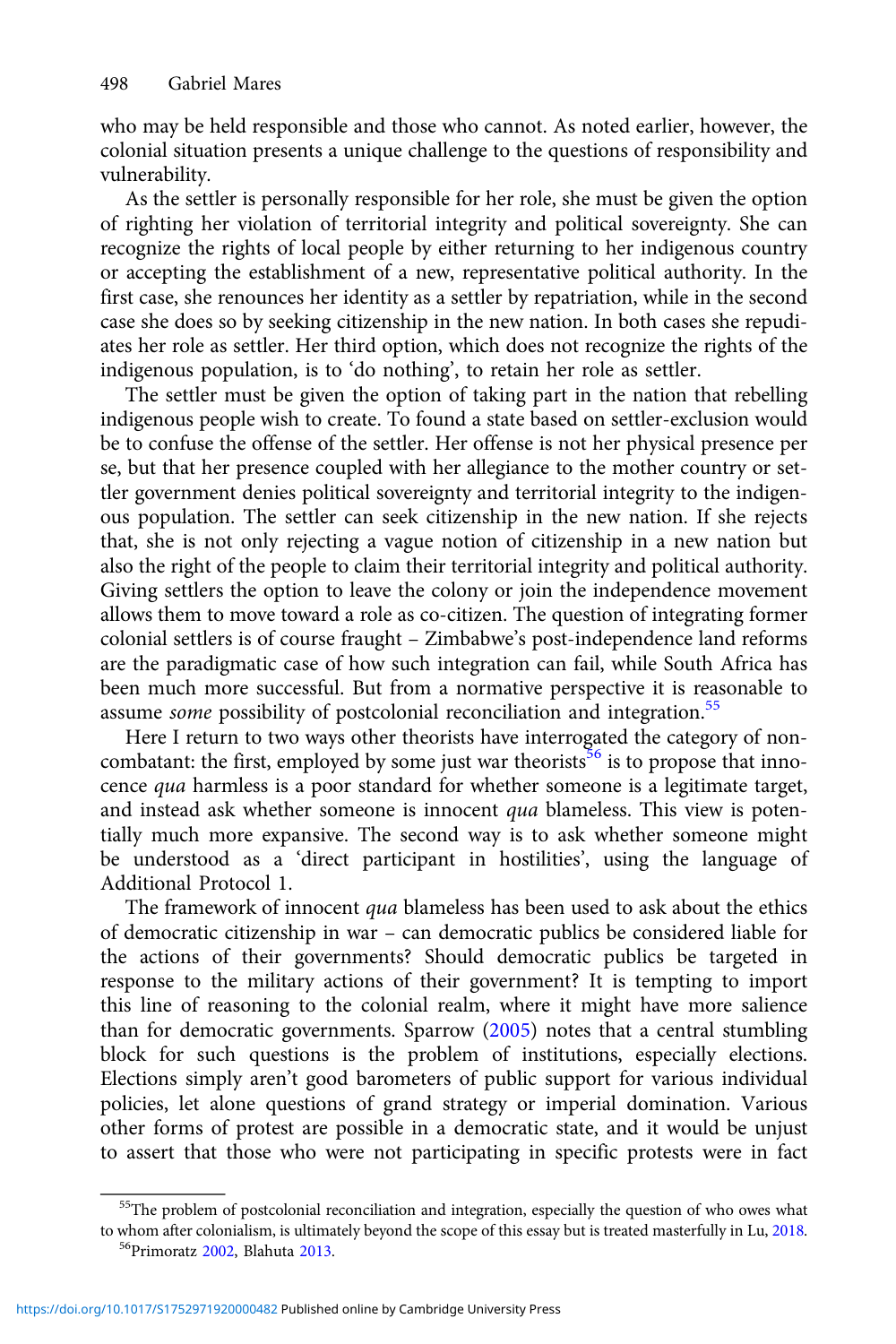who may be held responsible and those who cannot. As noted earlier, however, the colonial situation presents a unique challenge to the questions of responsibility and vulnerability.

As the settler is personally responsible for her role, she must be given the option of righting her violation of territorial integrity and political sovereignty. She can recognize the rights of local people by either returning to her indigenous country or accepting the establishment of a new, representative political authority. In the first case, she renounces her identity as a settler by repatriation, while in the second case she does so by seeking citizenship in the new nation. In both cases she repudiates her role as settler. Her third option, which does not recognize the rights of the indigenous population, is to 'do nothing', to retain her role as settler.

The settler must be given the option of taking part in the nation that rebelling indigenous people wish to create. To found a state based on settler-exclusion would be to confuse the offense of the settler. Her offense is not her physical presence per se, but that her presence coupled with her allegiance to the mother country or settler government denies political sovereignty and territorial integrity to the indigenous population. The settler can seek citizenship in the new nation. If she rejects that, she is not only rejecting a vague notion of citizenship in a new nation but also the right of the people to claim their territorial integrity and political authority. Giving settlers the option to leave the colony or join the independence movement allows them to move toward a role as co-citizen. The question of integrating former colonial settlers is of course fraught – Zimbabwe's post-independence land reforms are the paradigmatic case of how such integration can fail, while South Africa has been much more successful. But from a normative perspective it is reasonable to assume *some* possibility of postcolonial reconciliation and integration.[55]

Here I return to two ways other theorists have interrogated the category of non-combatant: the first, employed by some just war theorists[56] is to propose that innocence *qua* harmless is a poor standard for whether someone is a legitimate target, and instead ask whether someone is innocent *qua* blameless. This view is potentially much more expansive. The second way is to ask whether someone might be understood as a 'direct participant in hostilities', using the language of Additional Protocol 1.

The framework of innocent *qua* blameless has been used to ask about the ethics of democratic citizenship in war – can democratic publics be considered liable for the actions of their governments? Should democratic publics be targeted in response to the military actions of their government? It is tempting to import this line of reasoning to the colonial realm, where it might have more salience than for democratic governments. Sparrow (2005) notes that a central stumbling block for such questions is the problem of institutions, especially elections. Elections simply aren't good barometers of public support for various individual policies, let alone questions of grand strategy or imperial domination. Various other forms of protest are possible in a democratic state, and it would be unjust to assert that those who were not participating in specific protests were in fact

[55]The problem of postcolonial reconciliation and integration, especially the question of who owes what to whom after colonialism, is ultimately beyond the scope of this essay but is treated masterfully in Lu, 2018.

[56]Primoratz 2002, Blahuta 2013.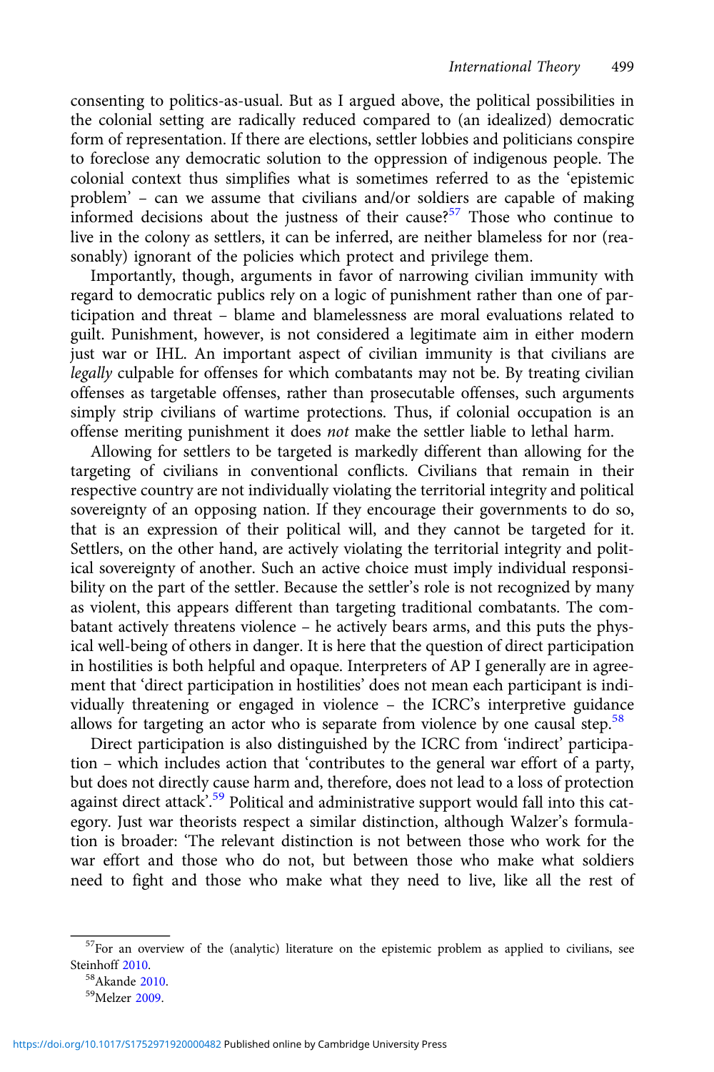consenting to politics-as-usual. But as I argued above, the political possibilities in the colonial setting are radically reduced compared to (an idealized) democratic form of representation. If there are elections, settler lobbies and politicians conspire to foreclose any democratic solution to the oppression of indigenous people. The colonial context thus simplifies what is sometimes referred to as the 'epistemic problem' – can we assume that civilians and/or soldiers are capable of making informed decisions about the justness of their cause?[57] Those who continue to live in the colony as settlers, it can be inferred, are neither blameless for nor (reasonably) ignorant of the policies which protect and privilege them.

Importantly, though, arguments in favor of narrowing civilian immunity with regard to democratic publics rely on a logic of punishment rather than one of participation and threat – blame and blamelessness are moral evaluations related to guilt. Punishment, however, is not considered a legitimate aim in either modern just war or IHL. An important aspect of civilian immunity is that civilians are *legally* culpable for offenses for which combatants may not be. By treating civilian offenses as targetable offenses, rather than prosecutable offenses, such arguments simply strip civilians of wartime protections. Thus, if colonial occupation is an offense meriting punishment it does *not* make the settler liable to lethal harm.

Allowing for settlers to be targeted is markedly different than allowing for the targeting of civilians in conventional conflicts. Civilians that remain in their respective country are not individually violating the territorial integrity and political sovereignty of an opposing nation. If they encourage their governments to do so, that is an expression of their political will, and they cannot be targeted for it. Settlers, on the other hand, are actively violating the territorial integrity and political sovereignty of another. Such an active choice must imply individual responsibility on the part of the settler. Because the settler's role is not recognized by many as violent, this appears different than targeting traditional combatants. The combatant actively threatens violence – he actively bears arms, and this puts the physical well-being of others in danger. It is here that the question of direct participation in hostilities is both helpful and opaque. Interpreters of AP I generally are in agreement that 'direct participation in hostilities' does not mean each participant is individually threatening or engaged in violence – the ICRC's interpretive guidance allows for targeting an actor who is separate from violence by one causal step.[58]

Direct participation is also distinguished by the ICRC from 'indirect' participation – which includes action that 'contributes to the general war effort of a party, but does not directly cause harm and, therefore, does not lead to a loss of protection against direct attack'.[59] Political and administrative support would fall into this category. Just war theorists respect a similar distinction, although Walzer's formulation is broader: 'The relevant distinction is not between those who work for the war effort and those who do not, but between those who make what soldiers need to fight and those who make what they need to live, like all the rest of

[57] For an overview of the (analytic) literature on the epistemic problem as applied to civilians, see Steinhoff 2010.

[58] Akande 2010.

[59] Melzer 2009.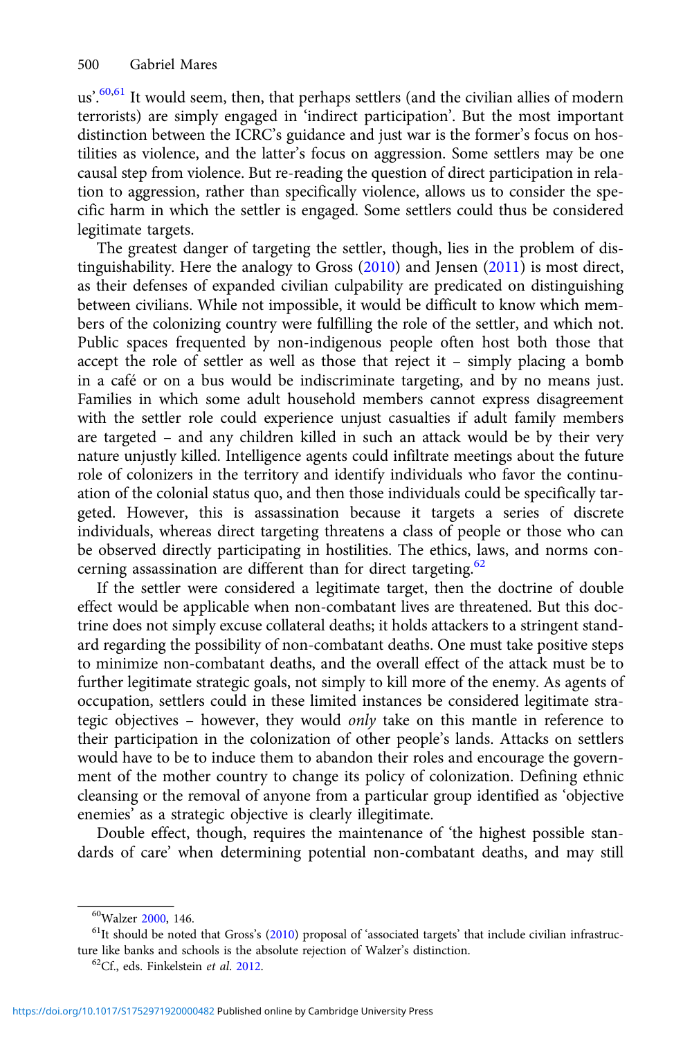us'.[60,61] It would seem, then, that perhaps settlers (and the civilian allies of modern terrorists) are simply engaged in 'indirect participation'. But the most important distinction between the ICRC's guidance and just war is the former's focus on hostilities as violence, and the latter's focus on aggression. Some settlers may be one causal step from violence. But re-reading the question of direct participation in relation to aggression, rather than specifically violence, allows us to consider the specific harm in which the settler is engaged. Some settlers could thus be considered legitimate targets.

The greatest danger of targeting the settler, though, lies in the problem of distinguishability. Here the analogy to Gross (2010) and Jensen (2011) is most direct, as their defenses of expanded civilian culpability are predicated on distinguishing between civilians. While not impossible, it would be difficult to know which members of the colonizing country were fulfilling the role of the settler, and which not. Public spaces frequented by non-indigenous people often host both those that accept the role of settler as well as those that reject it – simply placing a bomb in a café or on a bus would be indiscriminate targeting, and by no means just. Families in which some adult household members cannot express disagreement with the settler role could experience unjust casualties if adult family members are targeted – and any children killed in such an attack would be by their very nature unjustly killed. Intelligence agents could infiltrate meetings about the future role of colonizers in the territory and identify individuals who favor the continuation of the colonial status quo, and then those individuals could be specifically targeted. However, this is assassination because it targets a series of discrete individuals, whereas direct targeting threatens a class of people or those who can be observed directly participating in hostilities. The ethics, laws, and norms concerning assassination are different than for direct targeting.[62]

If the settler were considered a legitimate target, then the doctrine of double effect would be applicable when non-combatant lives are threatened. But this doctrine does not simply excuse collateral deaths; it holds attackers to a stringent standard regarding the possibility of non-combatant deaths. One must take positive steps to minimize non-combatant deaths, and the overall effect of the attack must be to further legitimate strategic goals, not simply to kill more of the enemy. As agents of occupation, settlers could in these limited instances be considered legitimate strategic objectives – however, they would *only* take on this mantle in reference to their participation in the colonization of other people's lands. Attacks on settlers would have to be to induce them to abandon their roles and encourage the government of the mother country to change its policy of colonization. Defining ethnic cleansing or the removal of anyone from a particular group identified as 'objective enemies' as a strategic objective is clearly illegitimate.

Double effect, though, requires the maintenance of 'the highest possible standards of care' when determining potential non-combatant deaths, and may still

[60] Walzer 2000, 146.

[61] It should be noted that Gross's (2010) proposal of 'associated targets' that include civilian infrastructure like banks and schools is the absolute rejection of Walzer's distinction.

[62] Cf., eds. Finkelstein *et al*. 2012.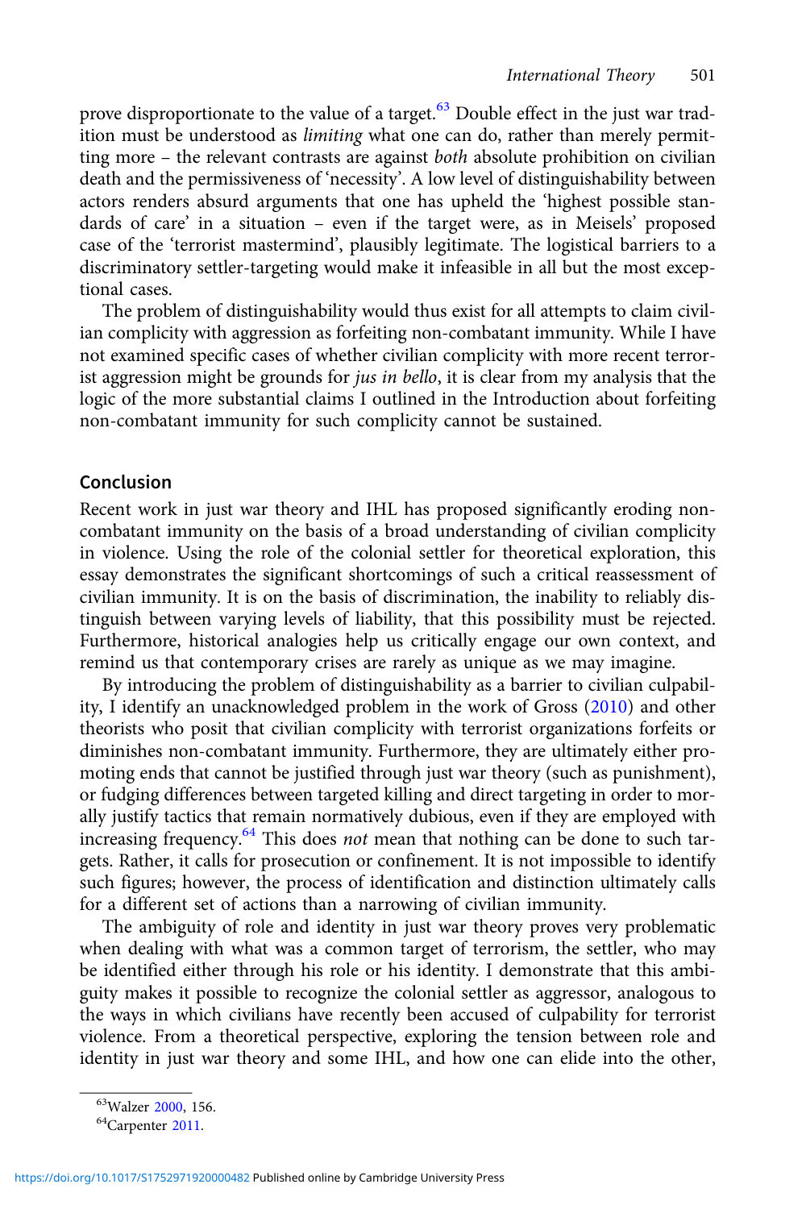prove disproportionate to the value of a target.[63] Double effect in the just war tradition must be understood as *limiting* what one can do, rather than merely permitting more – the relevant contrasts are against *both* absolute prohibition on civilian death and the permissiveness of 'necessity'. A low level of distinguishability between actors renders absurd arguments that one has upheld the 'highest possible standards of care' in a situation – even if the target were, as in Meisels' proposed case of the 'terrorist mastermind', plausibly legitimate. The logistical barriers to a discriminatory settler-targeting would make it infeasible in all but the most exceptional cases.

The problem of distinguishability would thus exist for all attempts to claim civilian complicity with aggression as forfeiting non-combatant immunity. While I have not examined specific cases of whether civilian complicity with more recent terrorist aggression might be grounds for *jus in bello*, it is clear from my analysis that the logic of the more substantial claims I outlined in the Introduction about forfeiting non-combatant immunity for such complicity cannot be sustained.

## Conclusion

Recent work in just war theory and IHL has proposed significantly eroding non-combatant immunity on the basis of a broad understanding of civilian complicity in violence. Using the role of the colonial settler for theoretical exploration, this essay demonstrates the significant shortcomings of such a critical reassessment of civilian immunity. It is on the basis of discrimination, the inability to reliably distinguish between varying levels of liability, that this possibility must be rejected. Furthermore, historical analogies help us critically engage our own context, and remind us that contemporary crises are rarely as unique as we may imagine.

By introducing the problem of distinguishability as a barrier to civilian culpability, I identify an unacknowledged problem in the work of Gross (2010) and other theorists who posit that civilian complicity with terrorist organizations forfeits or diminishes non-combatant immunity. Furthermore, they are ultimately either promoting ends that cannot be justified through just war theory (such as punishment), or fudging differences between targeted killing and direct targeting in order to morally justify tactics that remain normatively dubious, even if they are employed with increasing frequency.[64] This does *not* mean that nothing can be done to such targets. Rather, it calls for prosecution or confinement. It is not impossible to identify such figures; however, the process of identification and distinction ultimately calls for a different set of actions than a narrowing of civilian immunity.

The ambiguity of role and identity in just war theory proves very problematic when dealing with what was a common target of terrorism, the settler, who may be identified either through his role or his identity. I demonstrate that this ambiguity makes it possible to recognize the colonial settler as aggressor, analogous to the ways in which civilians have recently been accused of culpability for terrorist violence. From a theoretical perspective, exploring the tension between role and identity in just war theory and some IHL, and how one can elide into the other,

[63] Walzer 2000, 156.

[64] Carpenter 2011.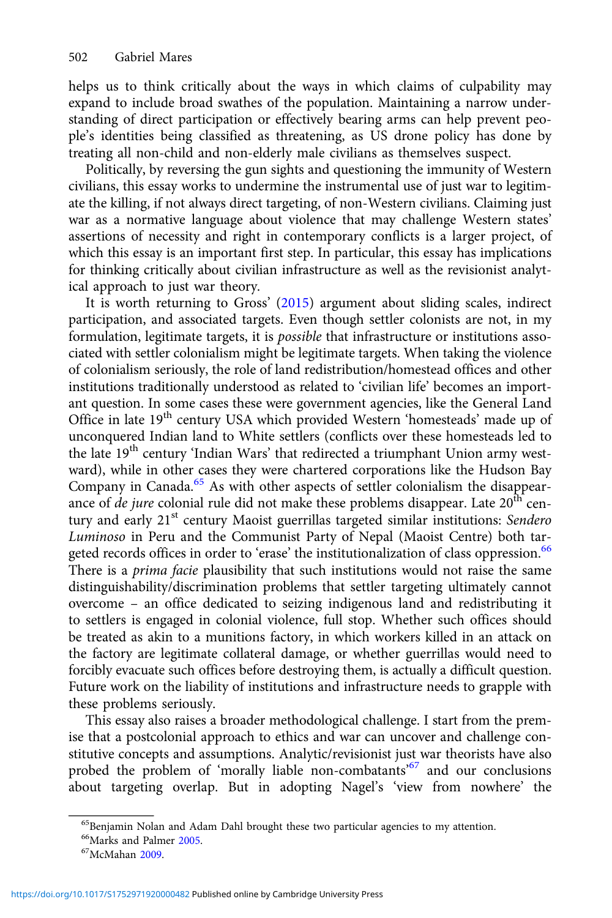helps us to think critically about the ways in which claims of culpability may expand to include broad swathes of the population. Maintaining a narrow understanding of direct participation or effectively bearing arms can help prevent people's identities being classified as threatening, as US drone policy has done by treating all non-child and non-elderly male civilians as themselves suspect.

Politically, by reversing the gun sights and questioning the immunity of Western civilians, this essay works to undermine the instrumental use of just war to legitimate the killing, if not always direct targeting, of non-Western civilians. Claiming just war as a normative language about violence that may challenge Western states' assertions of necessity and right in contemporary conflicts is a larger project, of which this essay is an important first step. In particular, this essay has implications for thinking critically about civilian infrastructure as well as the revisionist analytical approach to just war theory.

It is worth returning to Gross' (2015) argument about sliding scales, indirect participation, and associated targets. Even though settler colonists are not, in my formulation, legitimate targets, it is *possible* that infrastructure or institutions associated with settler colonialism might be legitimate targets. When taking the violence of colonialism seriously, the role of land redistribution/homestead offices and other institutions traditionally understood as related to 'civilian life' becomes an important question. In some cases these were government agencies, like the General Land Office in late 19th century USA which provided Western 'homesteads' made up of unconquered Indian land to White settlers (conflicts over these homesteads led to the late 19th century 'Indian Wars' that redirected a triumphant Union army westward), while in other cases they were chartered corporations like the Hudson Bay Company in Canada.[65] As with other aspects of settler colonialism the disappearance of *de jure* colonial rule did not make these problems disappear. Late 20th century and early 21st century Maoist guerrillas targeted similar institutions: *Sendero Luminoso* in Peru and the Communist Party of Nepal (Maoist Centre) both targeted records offices in order to 'erase' the institutionalization of class oppression.[66] There is a *prima facie* plausibility that such institutions would not raise the same distinguishability/discrimination problems that settler targeting ultimately cannot overcome – an office dedicated to seizing indigenous land and redistributing it to settlers is engaged in colonial violence, full stop. Whether such offices should be treated as akin to a munitions factory, in which workers killed in an attack on the factory are legitimate collateral damage, or whether guerrillas would need to forcibly evacuate such offices before destroying them, is actually a difficult question. Future work on the liability of institutions and infrastructure needs to grapple with these problems seriously.

This essay also raises a broader methodological challenge. I start from the premise that a postcolonial approach to ethics and war can uncover and challenge constitutive concepts and assumptions. Analytic/revisionist just war theorists have also probed the problem of 'morally liable non-combatants'[67] and our conclusions about targeting overlap. But in adopting Nagel's 'view from nowhere' the

[65] Benjamin Nolan and Adam Dahl brought these two particular agencies to my attention.

[66] Marks and Palmer 2005.

[67] McMahan 2009.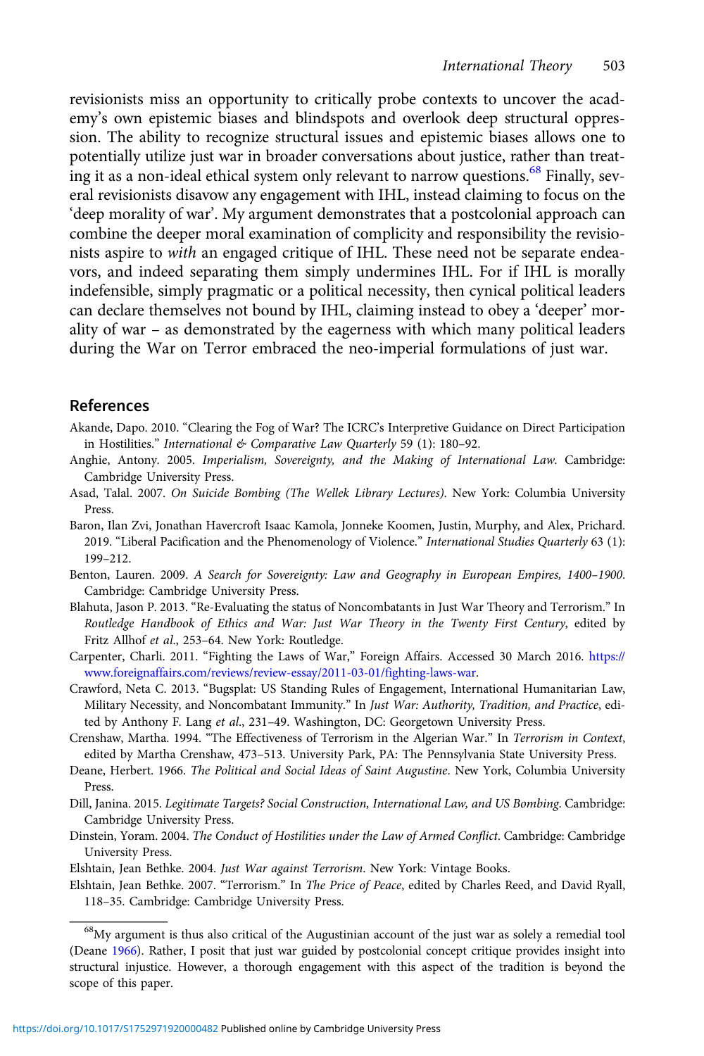revisionists miss an opportunity to critically probe contexts to uncover the academy's own epistemic biases and blindspots and overlook deep structural oppression. The ability to recognize structural issues and epistemic biases allows one to potentially utilize just war in broader conversations about justice, rather than treating it as a non-ideal ethical system only relevant to narrow questions.[68] Finally, several revisionists disavow any engagement with IHL, instead claiming to focus on the 'deep morality of war'. My argument demonstrates that a postcolonial approach can combine the deeper moral examination of complicity and responsibility the revisionists aspire to *with* an engaged critique of IHL. These need not be separate endeavors, and indeed separating them simply undermines IHL. For if IHL is morally indefensible, simply pragmatic or a political necessity, then cynical political leaders can declare themselves not bound by IHL, claiming instead to obey a 'deeper' morality of war – as demonstrated by the eagerness with which many political leaders during the War on Terror embraced the neo-imperial formulations of just war.

## References

Akande, Dapo. 2010. "Clearing the Fog of War? The ICRC's Interpretive Guidance on Direct Participation in Hostilities." *International & Comparative Law Quarterly* 59 (1): 180–92.

Anghie, Antony. 2005. *Imperialism, Sovereignty, and the Making of International Law*. Cambridge: Cambridge University Press.

Asad, Talal. 2007. *On Suicide Bombing (The Wellek Library Lectures)*. New York: Columbia University Press.

Baron, Ilan Zvi, Jonathan Havercroft Isaac Kamola, Jonneke Koomen, Justin, Murphy, and Alex, Prichard. 2019. "Liberal Pacification and the Phenomenology of Violence." *International Studies Quarterly* 63 (1): 199–212.

Benton, Lauren. 2009. *A Search for Sovereignty: Law and Geography in European Empires, 1400–1900*. Cambridge: Cambridge University Press.

Blahuta, Jason P. 2013. "Re-Evaluating the status of Noncombatants in Just War Theory and Terrorism." In *Routledge Handbook of Ethics and War: Just War Theory in the Twenty First Century*, edited by Fritz Allhof *et al*., 253–64. New York: Routledge.

Carpenter, Charli. 2011. "Fighting the Laws of War," Foreign Affairs. Accessed 30 March 2016. https://www.foreignaffairs.com/reviews/review-essay/2011-03-01/fighting-laws-war.

Crawford, Neta C. 2013. "Bugsplat: US Standing Rules of Engagement, International Humanitarian Law, Military Necessity, and Noncombatant Immunity." In *Just War: Authority, Tradition, and Practice*, edited by Anthony F. Lang *et al*., 231–49. Washington, DC: Georgetown University Press.

Crenshaw, Martha. 1994. "The Effectiveness of Terrorism in the Algerian War." In *Terrorism in Context*, edited by Martha Crenshaw, 473–513. University Park, PA: The Pennsylvania State University Press.

Deane, Herbert. 1966. *The Political and Social Ideas of Saint Augustine*. New York, Columbia University Press.

Dill, Janina. 2015. *Legitimate Targets? Social Construction, International Law, and US Bombing*. Cambridge: Cambridge University Press.

Dinstein, Yoram. 2004. *The Conduct of Hostilities under the Law of Armed Conflict*. Cambridge: Cambridge University Press.

Elshtain, Jean Bethke. 2004. *Just War against Terrorism*. New York: Vintage Books.

Elshtain, Jean Bethke. 2007. "Terrorism." In *The Price of Peace*, edited by Charles Reed, and David Ryall, 118–35. Cambridge: Cambridge University Press.

[68]My argument is thus also critical of the Augustinian account of the just war as solely a remedial tool (Deane 1966). Rather, I posit that just war guided by postcolonial concept critique provides insight into structural injustice. However, a thorough engagement with this aspect of the tradition is beyond the scope of this paper.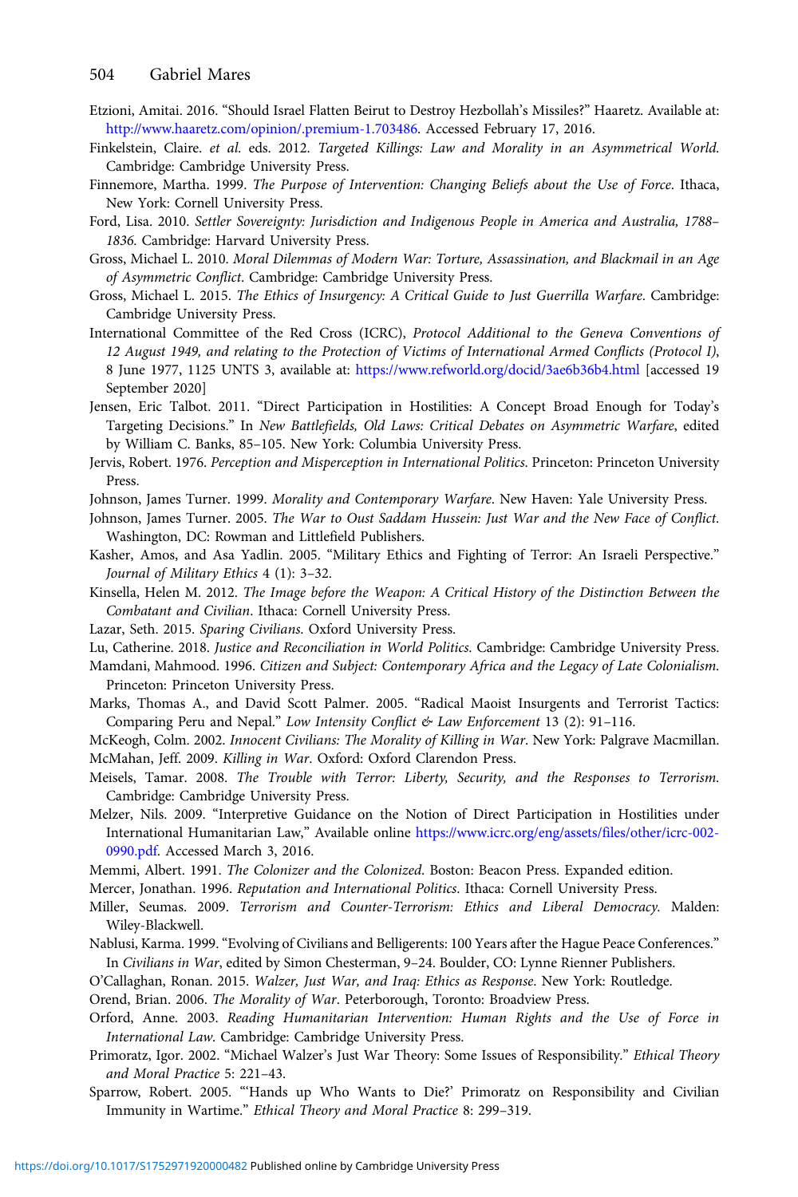Etzioni, Amitai. 2016. "Should Israel Flatten Beirut to Destroy Hezbollah's Missiles?" Haaretz. Available at: http://www.haaretz.com/opinion/.premium-1.703486. Accessed February 17, 2016.

Finkelstein, Claire. *et al.* eds. 2012. *Targeted Killings: Law and Morality in an Asymmetrical World*. Cambridge: Cambridge University Press.

Finnemore, Martha. 1999. *The Purpose of Intervention: Changing Beliefs about the Use of Force*. Ithaca, New York: Cornell University Press.

Ford, Lisa. 2010. *Settler Sovereignty: Jurisdiction and Indigenous People in America and Australia, 1788–1836*. Cambridge: Harvard University Press.

Gross, Michael L. 2010. *Moral Dilemmas of Modern War: Torture, Assassination, and Blackmail in an Age of Asymmetric Conflict*. Cambridge: Cambridge University Press.

Gross, Michael L. 2015. *The Ethics of Insurgency: A Critical Guide to Just Guerrilla Warfare*. Cambridge: Cambridge University Press.

International Committee of the Red Cross (ICRC), *Protocol Additional to the Geneva Conventions of 12 August 1949, and relating to the Protection of Victims of International Armed Conflicts (Protocol I)*, 8 June 1977, 1125 UNTS 3, available at: https://www.refworld.org/docid/3ae6b36b4.html [accessed 19 September 2020]

Jensen, Eric Talbot. 2011. "Direct Participation in Hostilities: A Concept Broad Enough for Today's Targeting Decisions." In *New Battlefields, Old Laws: Critical Debates on Asymmetric Warfare*, edited by William C. Banks, 85–105. New York: Columbia University Press.

Jervis, Robert. 1976. *Perception and Misperception in International Politics*. Princeton: Princeton University Press.

Johnson, James Turner. 1999. *Morality and Contemporary Warfare*. New Haven: Yale University Press.

Johnson, James Turner. 2005. *The War to Oust Saddam Hussein: Just War and the New Face of Conflict*. Washington, DC: Rowman and Littlefield Publishers.

Kasher, Amos, and Asa Yadlin. 2005. "Military Ethics and Fighting of Terror: An Israeli Perspective." *Journal of Military Ethics* 4 (1): 3–32.

Kinsella, Helen M. 2012. *The Image before the Weapon: A Critical History of the Distinction Between the Combatant and Civilian*. Ithaca: Cornell University Press.

Lazar, Seth. 2015. *Sparing Civilians*. Oxford University Press.

Lu, Catherine. 2018. *Justice and Reconciliation in World Politics*. Cambridge: Cambridge University Press.

Mamdani, Mahmood. 1996. *Citizen and Subject: Contemporary Africa and the Legacy of Late Colonialism*. Princeton: Princeton University Press.

Marks, Thomas A., and David Scott Palmer. 2005. "Radical Maoist Insurgents and Terrorist Tactics: Comparing Peru and Nepal." *Low Intensity Conflict & Law Enforcement* 13 (2): 91–116.

McKeogh, Colm. 2002. *Innocent Civilians: The Morality of Killing in War*. New York: Palgrave Macmillan.

McMahan, Jeff. 2009. *Killing in War*. Oxford: Oxford Clarendon Press.

Meisels, Tamar. 2008. *The Trouble with Terror: Liberty, Security, and the Responses to Terrorism*. Cambridge: Cambridge University Press.

Melzer, Nils. 2009. "Interpretive Guidance on the Notion of Direct Participation in Hostilities under International Humanitarian Law," Available online https://www.icrc.org/eng/assets/files/other/icrc-002-0990.pdf. Accessed March 3, 2016.

Memmi, Albert. 1991. *The Colonizer and the Colonized*. Boston: Beacon Press. Expanded edition.

Mercer, Jonathan. 1996. *Reputation and International Politics*. Ithaca: Cornell University Press.

Miller, Seumas. 2009. *Terrorism and Counter-Terrorism: Ethics and Liberal Democracy*. Malden: Wiley-Blackwell.

Nablusi, Karma. 1999. "Evolving of Civilians and Belligerents: 100 Years after the Hague Peace Conferences." In *Civilians in War*, edited by Simon Chesterman, 9–24. Boulder, CO: Lynne Rienner Publishers.

O'Callaghan, Ronan. 2015. *Walzer, Just War, and Iraq: Ethics as Response*. New York: Routledge.

Orend, Brian. 2006. *The Morality of War*. Peterborough, Toronto: Broadview Press.

Orford, Anne. 2003. *Reading Humanitarian Intervention: Human Rights and the Use of Force in International Law*. Cambridge: Cambridge University Press.

Primoratz, Igor. 2002. "Michael Walzer's Just War Theory: Some Issues of Responsibility." *Ethical Theory and Moral Practice* 5: 221–43.

Sparrow, Robert. 2005. "'Hands up Who Wants to Die?' Primoratz on Responsibility and Civilian Immunity in Wartime." *Ethical Theory and Moral Practice* 8: 299–319.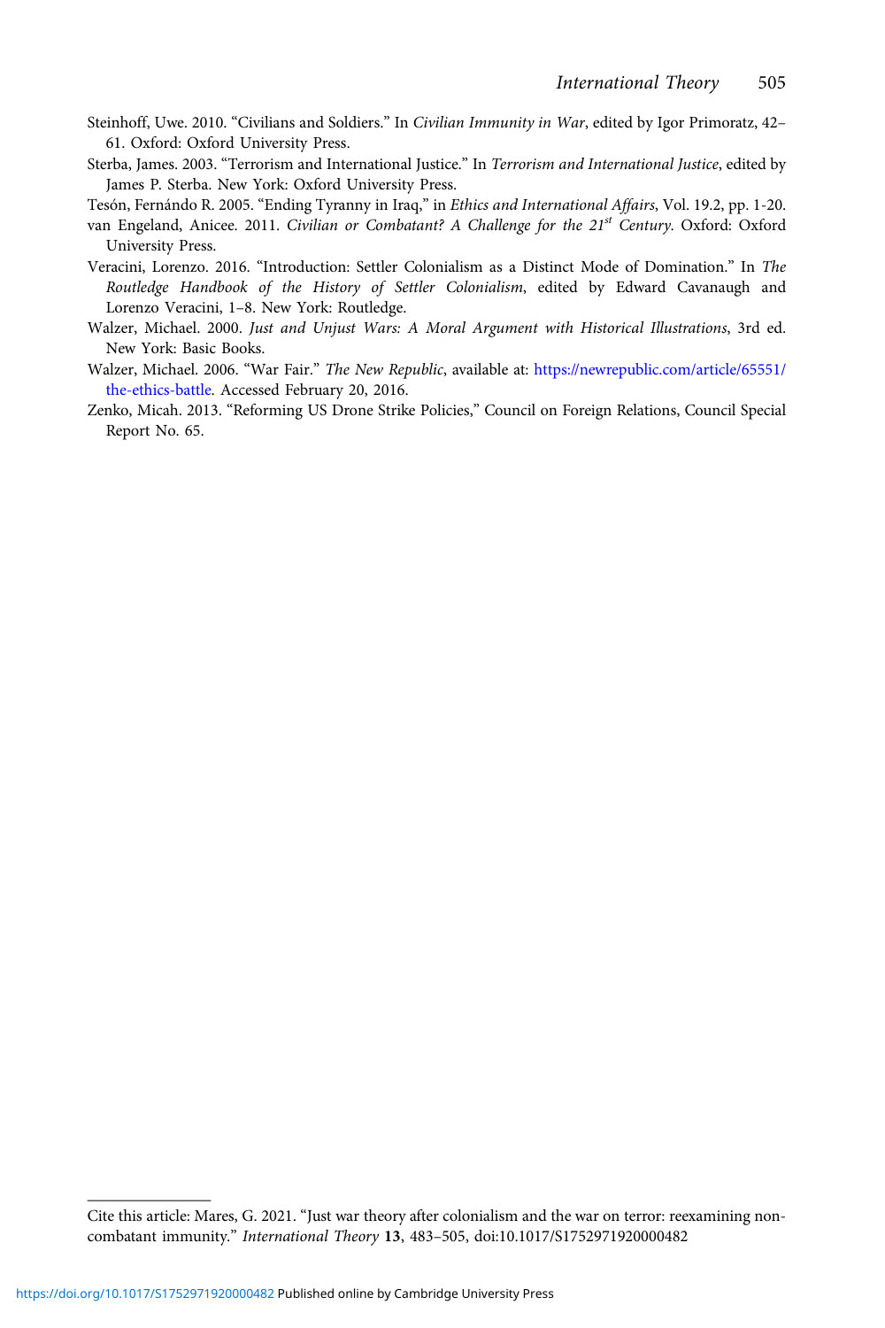Steinhoff, Uwe. 2010. "Civilians and Soldiers." In *Civilian Immunity in War*, edited by Igor Primoratz, 42–61. Oxford: Oxford University Press.

Sterba, James. 2003. "Terrorism and International Justice." In *Terrorism and International Justice*, edited by James P. Sterba. New York: Oxford University Press.

Tesón, Fernándo R. 2005. "Ending Tyranny in Iraq," in *Ethics and International Affairs*, Vol. 19.2, pp. 1-20.

van Engeland, Anicee. 2011. *Civilian or Combatant? A Challenge for the 21st Century*. Oxford: Oxford University Press.

Veracini, Lorenzo. 2016. "Introduction: Settler Colonialism as a Distinct Mode of Domination." In *The Routledge Handbook of the History of Settler Colonialism*, edited by Edward Cavanaugh and Lorenzo Veracini, 1–8. New York: Routledge.

Walzer, Michael. 2000. *Just and Unjust Wars: A Moral Argument with Historical Illustrations*, 3rd ed. New York: Basic Books.

Walzer, Michael. 2006. "War Fair." *The New Republic*, available at: https://newrepublic.com/article/65551/the-ethics-battle. Accessed February 20, 2016.

Zenko, Micah. 2013. "Reforming US Drone Strike Policies," Council on Foreign Relations, Council Special Report No. 65.

---

Cite this article: Mares, G. 2021. "Just war theory after colonialism and the war on terror: reexamining non-combatant immunity." *International Theory* **13**, 483–505, doi:10.1017/S1752971920000482